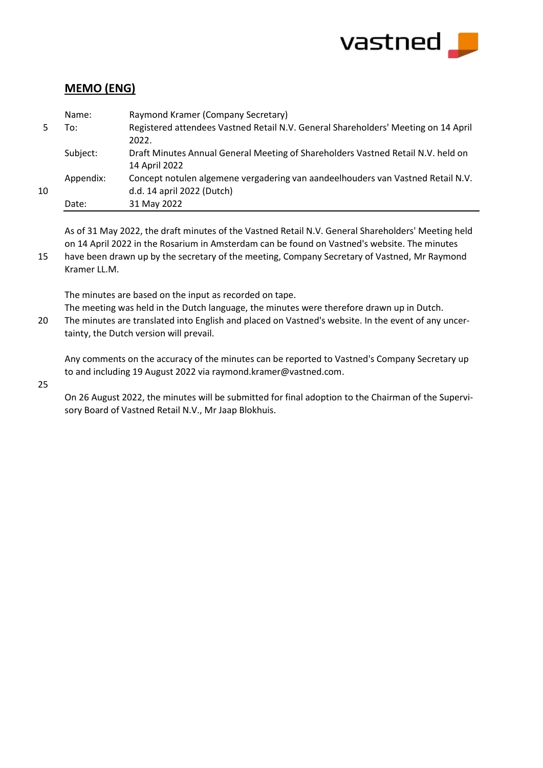## MEMO (ENG)

| | |
|---|---|
| Name: | Raymond Kramer (Company Secretary) |
| To: | Registered attendees Vastned Retail N.V. General Shareholders' Meeting on 14 April 2022. |
| Subject: | Draft Minutes Annual General Meeting of Shareholders Vastned Retail N.V. held on 14 April 2022 |
| Appendix: | Concept notulen algemene vergadering van aandeelhouders van Vastned Retail N.V. d.d. 14 april 2022 (Dutch) |
| Date: | 31 May 2022 |

As of 31 May 2022, the draft minutes of the Vastned Retail N.V. General Shareholders' Meeting held on 14 April 2022 in the Rosarium in Amsterdam can be found on Vastned's website. The minutes have been drawn up by the secretary of the meeting, Company Secretary of Vastned, Mr Raymond Kramer LL.M.

The minutes are based on the input as recorded on tape.
The meeting was held in the Dutch language, the minutes were therefore drawn up in Dutch.
The minutes are translated into English and placed on Vastned's website. In the event of any uncertainty, the Dutch version will prevail.

Any comments on the accuracy of the minutes can be reported to Vastned's Company Secretary up to and including 19 August 2022 via raymond.kramer@vastned.com.

On 26 August 2022, the minutes will be submitted for final adoption to the Chairman of the Supervisory Board of Vastned Retail N.V., Mr Jaap Blokhuis.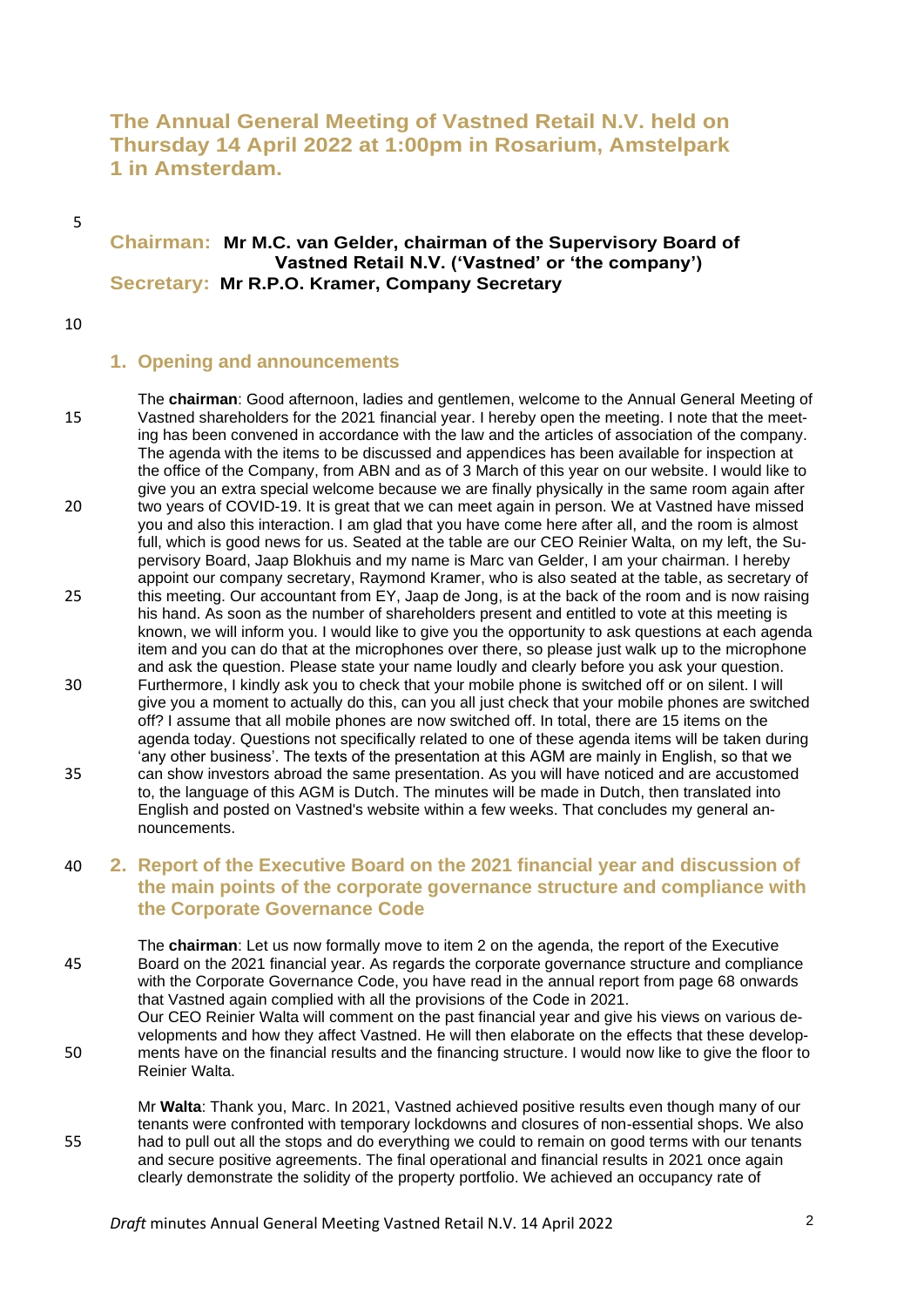# The Annual General Meeting of Vastned Retail N.V. held on Thursday 14 April 2022 at 1:00pm in Rosarium, Amstelpark 1 in Amsterdam.

**Chairman:** **Mr M.C. van Gelder, chairman of the Supervisory Board of Vastned Retail N.V. ('Vastned' or 'the company')**
**Secretary:** **Mr R.P.O. Kramer, Company Secretary**

## 1. Opening and announcements

The **chairman**: Good afternoon, ladies and gentlemen, welcome to the Annual General Meeting of Vastned shareholders for the 2021 financial year. I hereby open the meeting. I note that the meeting has been convened in accordance with the law and the articles of association of the company. The agenda with the items to be discussed and appendices has been available for inspection at the office of the Company, from ABN and as of 3 March of this year on our website. I would like to give you an extra special welcome because we are finally physically in the same room again after two years of COVID-19. It is great that we can meet again in person. We at Vastned have missed you and also this interaction. I am glad that you have come here after all, and the room is almost full, which is good news for us. Seated at the table are our CEO Reinier Walta, on my left, the Supervisory Board, Jaap Blokhuis and my name is Marc van Gelder, I am your chairman. I hereby appoint our company secretary, Raymond Kramer, who is also seated at the table, as secretary of this meeting. Our accountant from EY, Jaap de Jong, is at the back of the room and is now raising his hand. As soon as the number of shareholders present and entitled to vote at this meeting is known, we will inform you. I would like to give you the opportunity to ask questions at each agenda item and you can do that at the microphones over there, so please just walk up to the microphone and ask the question. Please state your name loudly and clearly before you ask your question. Furthermore, I kindly ask you to check that your mobile phone is switched off or on silent. I will give you a moment to actually do this, can you all just check that your mobile phones are switched off? I assume that all mobile phones are now switched off. In total, there are 15 items on the agenda today. Questions not specifically related to one of these agenda items will be taken during 'any other business'. The texts of the presentation at this AGM are mainly in English, so that we can show investors abroad the same presentation. As you will have noticed and are accustomed to, the language of this AGM is Dutch. The minutes will be made in Dutch, then translated into English and posted on Vastned's website within a few weeks. That concludes my general announcements.

## 2. Report of the Executive Board on the 2021 financial year and discussion of the main points of the corporate governance structure and compliance with the Corporate Governance Code

The **chairman**: Let us now formally move to item 2 on the agenda, the report of the Executive Board on the 2021 financial year. As regards the corporate governance structure and compliance with the Corporate Governance Code, you have read in the annual report from page 68 onwards that Vastned again complied with all the provisions of the Code in 2021.
Our CEO Reinier Walta will comment on the past financial year and give his views on various developments and how they affect Vastned. He will then elaborate on the effects that these developments have on the financial results and the financing structure. I would now like to give the floor to Reinier Walta.

Mr **Walta**: Thank you, Marc. In 2021, Vastned achieved positive results even though many of our tenants were confronted with temporary lockdowns and closures of non-essential shops. We also had to pull out all the stops and do everything we could to remain on good terms with our tenants and secure positive agreements. The final operational and financial results in 2021 once again clearly demonstrate the solidity of the property portfolio. We achieved an occupancy rate of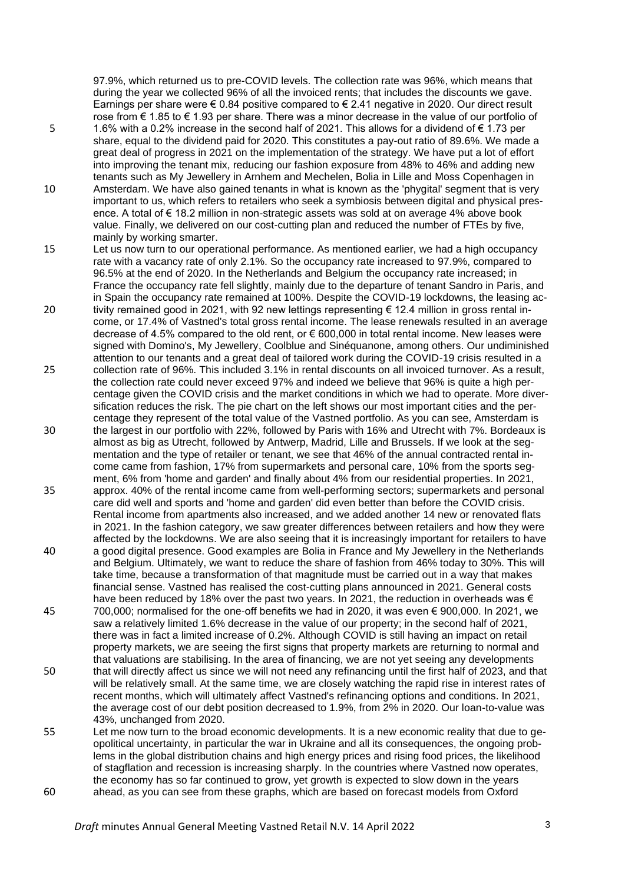97.9%, which returned us to pre-COVID levels. The collection rate was 96%, which means that during the year we collected 96% of all the invoiced rents; that includes the discounts we gave. Earnings per share were € 0.84 positive compared to € 2.41 negative in 2020. Our direct result rose from € 1.85 to € 1.93 per share. There was a minor decrease in the value of our portfolio of 1.6% with a 0.2% increase in the second half of 2021. This allows for a dividend of € 1.73 per share, equal to the dividend paid for 2020. This constitutes a pay-out ratio of 89.6%. We made a great deal of progress in 2021 on the implementation of the strategy. We have put a lot of effort into improving the tenant mix, reducing our fashion exposure from 48% to 46% and adding new tenants such as My Jewellery in Arnhem and Mechelen, Bolia in Lille and Moss Copenhagen in Amsterdam. We have also gained tenants in what is known as the 'phygital' segment that is very important to us, which refers to retailers who seek a symbiosis between digital and physical presence. A total of € 18.2 million in non-strategic assets was sold at on average 4% above book value. Finally, we delivered on our cost-cutting plan and reduced the number of FTEs by five, mainly by working smarter.

Let us now turn to our operational performance. As mentioned earlier, we had a high occupancy rate with a vacancy rate of only 2.1%. So the occupancy rate increased to 97.9%, compared to 96.5% at the end of 2020. In the Netherlands and Belgium the occupancy rate increased; in France the occupancy rate fell slightly, mainly due to the departure of tenant Sandro in Paris, and in Spain the occupancy rate remained at 100%. Despite the COVID-19 lockdowns, the leasing activity remained good in 2021, with 92 new lettings representing € 12.4 million in gross rental income, or 17.4% of Vastned's total gross rental income. The lease renewals resulted in an average decrease of 4.5% compared to the old rent, or € 600,000 in total rental income. New leases were signed with Domino's, My Jewellery, Coolblue and Sinéquanone, among others. Our undiminished attention to our tenants and a great deal of tailored work during the COVID-19 crisis resulted in a collection rate of 96%. This included 3.1% in rental discounts on all invoiced turnover. As a result, the collection rate could never exceed 97% and indeed we believe that 96% is quite a high percentage given the COVID crisis and the market conditions in which we had to operate. More diversification reduces the risk. The pie chart on the left shows our most important cities and the percentage they represent of the total value of the Vastned portfolio. As you can see, Amsterdam is the largest in our portfolio with 22%, followed by Paris with 16% and Utrecht with 7%. Bordeaux is almost as big as Utrecht, followed by Antwerp, Madrid, Lille and Brussels. If we look at the segmentation and the type of retailer or tenant, we see that 46% of the annual contracted rental income came from fashion, 17% from supermarkets and personal care, 10% from the sports segment, 6% from 'home and garden' and finally about 4% from our residential properties. In 2021, approx. 40% of the rental income came from well-performing sectors; supermarkets and personal care did well and sports and 'home and garden' did even better than before the COVID crisis. Rental income from apartments also increased, and we added another 14 new or renovated flats in 2021. In the fashion category, we saw greater differences between retailers and how they were affected by the lockdowns. We are also seeing that it is increasingly important for retailers to have a good digital presence. Good examples are Bolia in France and My Jewellery in the Netherlands and Belgium. Ultimately, we want to reduce the share of fashion from 46% today to 30%. This will take time, because a transformation of that magnitude must be carried out in a way that makes financial sense. Vastned has realised the cost-cutting plans announced in 2021. General costs have been reduced by 18% over the past two years. In 2021, the reduction in overheads was € 700,000; normalised for the one-off benefits we had in 2020, it was even € 900,000. In 2021, we saw a relatively limited 1.6% decrease in the value of our property; in the second half of 2021, there was in fact a limited increase of 0.2%. Although COVID is still having an impact on retail property markets, we are seeing the first signs that property markets are returning to normal and that valuations are stabilising. In the area of financing, we are not yet seeing any developments that will directly affect us since we will not need any refinancing until the first half of 2023, and that will be relatively small. At the same time, we are closely watching the rapid rise in interest rates of recent months, which will ultimately affect Vastned's refinancing options and conditions. In 2021, the average cost of our debt position decreased to 1.9%, from 2% in 2020. Our loan-to-value was 43%, unchanged from 2020.

Let me now turn to the broad economic developments. It is a new economic reality that due to geopolitical uncertainty, in particular the war in Ukraine and all its consequences, the ongoing problems in the global distribution chains and high energy prices and rising food prices, the likelihood of stagflation and recession is increasing sharply. In the countries where Vastned now operates, the economy has so far continued to grow, yet growth is expected to slow down in the years ahead, as you can see from these graphs, which are based on forecast models from Oxford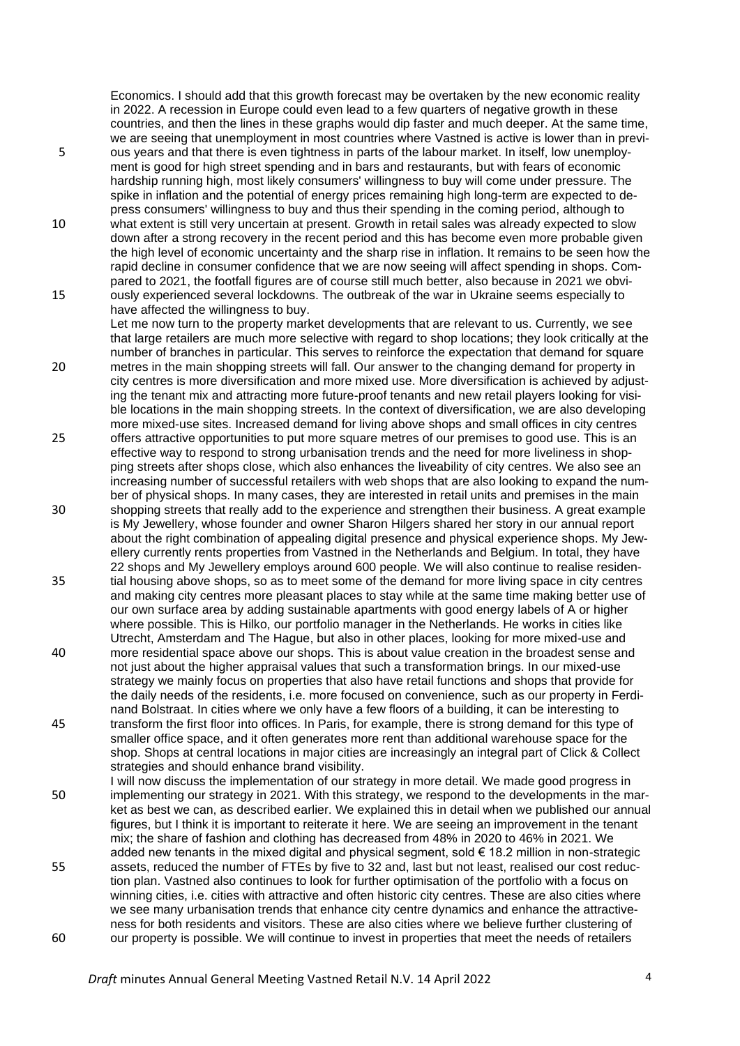Economics. I should add that this growth forecast may be overtaken by the new economic reality in 2022. A recession in Europe could even lead to a few quarters of negative growth in these countries, and then the lines in these graphs would dip faster and much deeper. At the same time, we are seeing that unemployment in most countries where Vastned is active is lower than in previous years and that there is even tightness in parts of the labour market. In itself, low unemployment is good for high street spending and in bars and restaurants, but with fears of economic hardship running high, most likely consumers' willingness to buy will come under pressure. The spike in inflation and the potential of energy prices remaining high long-term are expected to depress consumers' willingness to buy and thus their spending in the coming period, although to what extent is still very uncertain at present. Growth in retail sales was already expected to slow down after a strong recovery in the recent period and this has become even more probable given the high level of economic uncertainty and the sharp rise in inflation. It remains to be seen how the rapid decline in consumer confidence that we are now seeing will affect spending in shops. Compared to 2021, the footfall figures are of course still much better, also because in 2021 we obviously experienced several lockdowns. The outbreak of the war in Ukraine seems especially to have affected the willingness to buy.

Let me now turn to the property market developments that are relevant to us. Currently, we see that large retailers are much more selective with regard to shop locations; they look critically at the number of branches in particular. This serves to reinforce the expectation that demand for square metres in the main shopping streets will fall. Our answer to the changing demand for property in city centres is more diversification and more mixed use. More diversification is achieved by adjusting the tenant mix and attracting more future-proof tenants and new retail players looking for visible locations in the main shopping streets. In the context of diversification, we are also developing more mixed-use sites. Increased demand for living above shops and small offices in city centres offers attractive opportunities to put more square metres of our premises to good use. This is an effective way to respond to strong urbanisation trends and the need for more liveliness in shopping streets after shops close, which also enhances the liveability of city centres. We also see an increasing number of successful retailers with web shops that are also looking to expand the number of physical shops. In many cases, they are interested in retail units and premises in the main shopping streets that really add to the experience and strengthen their business. A great example is My Jewellery, whose founder and owner Sharon Hilgers shared her story in our annual report about the right combination of appealing digital presence and physical experience shops. My Jewellery currently rents properties from Vastned in the Netherlands and Belgium. In total, they have 22 shops and My Jewellery employs around 600 people. We will also continue to realise residential housing above shops, so as to meet some of the demand for more living space in city centres and making city centres more pleasant places to stay while at the same time making better use of our own surface area by adding sustainable apartments with good energy labels of A or higher where possible. This is Hilko, our portfolio manager in the Netherlands. He works in cities like Utrecht, Amsterdam and The Hague, but also in other places, looking for more mixed-use and more residential space above our shops. This is about value creation in the broadest sense and not just about the higher appraisal values that such a transformation brings. In our mixed-use strategy we mainly focus on properties that also have retail functions and shops that provide for the daily needs of the residents, i.e. more focused on convenience, such as our property in Ferdinand Bolstraat. In cities where we only have a few floors of a building, it can be interesting to transform the first floor into offices. In Paris, for example, there is strong demand for this type of smaller office space, and it often generates more rent than additional warehouse space for the shop. Shops at central locations in major cities are increasingly an integral part of Click & Collect strategies and should enhance brand visibility.

I will now discuss the implementation of our strategy in more detail. We made good progress in implementing our strategy in 2021. With this strategy, we respond to the developments in the market as best we can, as described earlier. We explained this in detail when we published our annual figures, but I think it is important to reiterate it here. We are seeing an improvement in the tenant mix; the share of fashion and clothing has decreased from 48% in 2020 to 46% in 2021. We added new tenants in the mixed digital and physical segment, sold € 18.2 million in non-strategic assets, reduced the number of FTEs by five to 32 and, last but not least, realised our cost reduction plan. Vastned also continues to look for further optimisation of the portfolio with a focus on winning cities, i.e. cities with attractive and often historic city centres. These are also cities where we see many urbanisation trends that enhance city centre dynamics and enhance the attractiveness for both residents and visitors. These are also cities where we believe further clustering of our property is possible. We will continue to invest in properties that meet the needs of retailers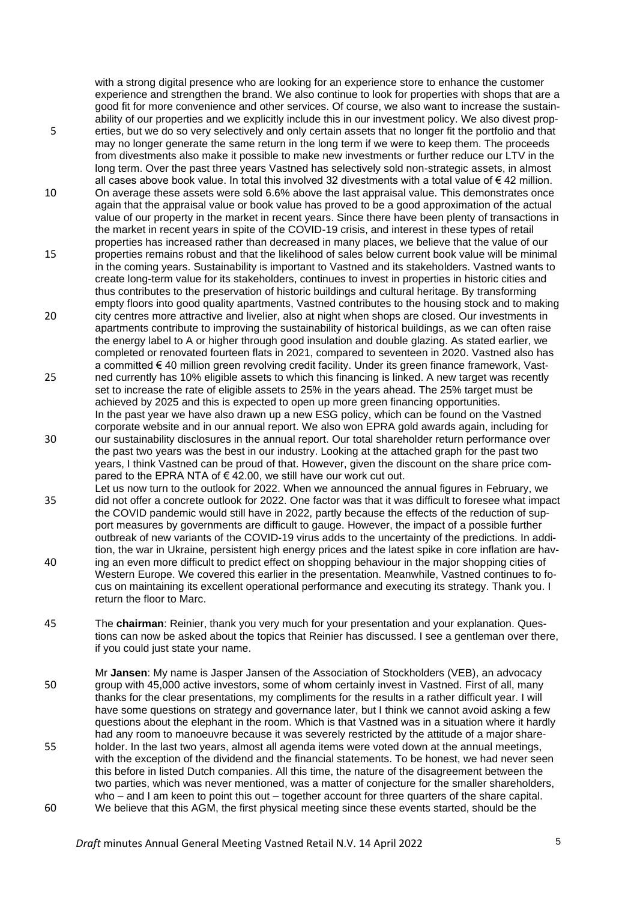with a strong digital presence who are looking for an experience store to enhance the customer experience and strengthen the brand. We also continue to look for properties with shops that are a good fit for more convenience and other services. Of course, we also want to increase the sustainability of our properties and we explicitly include this in our investment policy. We also divest properties, but we do so very selectively and only certain assets that no longer fit the portfolio and that may no longer generate the same return in the long term if we were to keep them. The proceeds from divestments also make it possible to make new investments or further reduce our LTV in the long term. Over the past three years Vastned has selectively sold non-strategic assets, in almost all cases above book value. In total this involved 32 divestments with a total value of € 42 million. On average these assets were sold 6.6% above the last appraisal value. This demonstrates once again that the appraisal value or book value has proved to be a good approximation of the actual value of our property in the market in recent years. Since there have been plenty of transactions in the market in recent years in spite of the COVID-19 crisis, and interest in these types of retail properties has increased rather than decreased in many places, we believe that the value of our properties remains robust and that the likelihood of sales below current book value will be minimal in the coming years. Sustainability is important to Vastned and its stakeholders. Vastned wants to create long-term value for its stakeholders, continues to invest in properties in historic cities and thus contributes to the preservation of historic buildings and cultural heritage. By transforming empty floors into good quality apartments, Vastned contributes to the housing stock and to making city centres more attractive and livelier, also at night when shops are closed. Our investments in apartments contribute to improving the sustainability of historical buildings, as we can often raise the energy label to A or higher through good insulation and double glazing. As stated earlier, we completed or renovated fourteen flats in 2021, compared to seventeen in 2020. Vastned also has a committed € 40 million green revolving credit facility. Under its green finance framework, Vastned currently has 10% eligible assets to which this financing is linked. A new target was recently set to increase the rate of eligible assets to 25% in the years ahead. The 25% target must be achieved by 2025 and this is expected to open up more green financing opportunities.

In the past year we have also drawn up a new ESG policy, which can be found on the Vastned corporate website and in our annual report. We also won EPRA gold awards again, including for our sustainability disclosures in the annual report. Our total shareholder return performance over the past two years was the best in our industry. Looking at the attached graph for the past two years, I think Vastned can be proud of that. However, given the discount on the share price compared to the EPRA NTA of € 42.00, we still have our work cut out.

Let us now turn to the outlook for 2022. When we announced the annual figures in February, we did not offer a concrete outlook for 2022. One factor was that it was difficult to foresee what impact the COVID pandemic would still have in 2022, partly because the effects of the reduction of support measures by governments are difficult to gauge. However, the impact of a possible further outbreak of new variants of the COVID-19 virus adds to the uncertainty of the predictions. In addition, the war in Ukraine, persistent high energy prices and the latest spike in core inflation are having an even more difficult to predict effect on shopping behaviour in the major shopping cities of Western Europe. We covered this earlier in the presentation. Meanwhile, Vastned continues to focus on maintaining its excellent operational performance and executing its strategy. Thank you. I return the floor to Marc.

The **chairman**: Reinier, thank you very much for your presentation and your explanation. Questions can now be asked about the topics that Reinier has discussed. I see a gentleman over there, if you could just state your name.

Mr **Jansen**: My name is Jasper Jansen of the Association of Stockholders (VEB), an advocacy group with 45,000 active investors, some of whom certainly invest in Vastned. First of all, many thanks for the clear presentations, my compliments for the results in a rather difficult year. I will have some questions on strategy and governance later, but I think we cannot avoid asking a few questions about the elephant in the room. Which is that Vastned was in a situation where it hardly had any room to manoeuvre because it was severely restricted by the attitude of a major shareholder. In the last two years, almost all agenda items were voted down at the annual meetings, with the exception of the dividend and the financial statements. To be honest, we had never seen this before in listed Dutch companies. All this time, the nature of the disagreement between the two parties, which was never mentioned, was a matter of conjecture for the smaller shareholders, who – and I am keen to point this out – together account for three quarters of the share capital. We believe that this AGM, the first physical meeting since these events started, should be the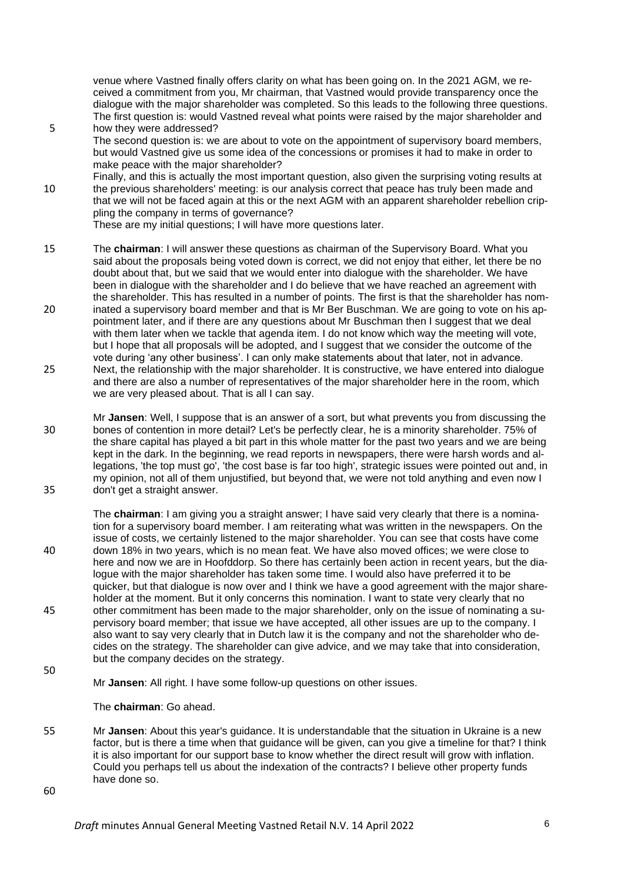venue where Vastned finally offers clarity on what has been going on. In the 2021 AGM, we received a commitment from you, Mr chairman, that Vastned would provide transparency once the dialogue with the major shareholder was completed. So this leads to the following three questions. The first question is: would Vastned reveal what points were raised by the major shareholder and how they were addressed?
The second question is: we are about to vote on the appointment of supervisory board members, but would Vastned give us some idea of the concessions or promises it had to make in order to make peace with the major shareholder?
Finally, and this is actually the most important question, also given the surprising voting results at the previous shareholders' meeting: is our analysis correct that peace has truly been made and that we will not be faced again at this or the next AGM with an apparent shareholder rebellion crippling the company in terms of governance?
These are my initial questions; I will have more questions later.

The **chairman**: I will answer these questions as chairman of the Supervisory Board. What you said about the proposals being voted down is correct, we did not enjoy that either, let there be no doubt about that, but we said that we would enter into dialogue with the shareholder. We have been in dialogue with the shareholder and I do believe that we have reached an agreement with the shareholder. This has resulted in a number of points. The first is that the shareholder has nominated a supervisory board member and that is Mr Ber Buschman. We are going to vote on his appointment later, and if there are any questions about Mr Buschman then I suggest that we deal with them later when we tackle that agenda item. I do not know which way the meeting will vote, but I hope that all proposals will be adopted, and I suggest that we consider the outcome of the vote during 'any other business'. I can only make statements about that later, not in advance. Next, the relationship with the major shareholder. It is constructive, we have entered into dialogue and there are also a number of representatives of the major shareholder here in the room, which we are very pleased about. That is all I can say.

Mr **Jansen**: Well, I suppose that is an answer of a sort, but what prevents you from discussing the bones of contention in more detail? Let's be perfectly clear, he is a minority shareholder. 75% of the share capital has played a bit part in this whole matter for the past two years and we are being kept in the dark. In the beginning, we read reports in newspapers, there were harsh words and allegations, 'the top must go', 'the cost base is far too high', strategic issues were pointed out and, in my opinion, not all of them unjustified, but beyond that, we were not told anything and even now I don't get a straight answer.

The **chairman**: I am giving you a straight answer; I have said very clearly that there is a nomination for a supervisory board member. I am reiterating what was written in the newspapers. On the issue of costs, we certainly listened to the major shareholder. You can see that costs have come down 18% in two years, which is no mean feat. We have also moved offices; we were close to here and now we are in Hoofddorp. So there has certainly been action in recent years, but the dialogue with the major shareholder has taken some time. I would also have preferred it to be quicker, but that dialogue is now over and I think we have a good agreement with the major shareholder at the moment. But it only concerns this nomination. I want to state very clearly that no other commitment has been made to the major shareholder, only on the issue of nominating a supervisory board member; that issue we have accepted, all other issues are up to the company. I also want to say very clearly that in Dutch law it is the company and not the shareholder who decides on the strategy. The shareholder can give advice, and we may take that into consideration, but the company decides on the strategy.

Mr **Jansen**: All right. I have some follow-up questions on other issues.

The **chairman**: Go ahead.

Mr **Jansen**: About this year's guidance. It is understandable that the situation in Ukraine is a new factor, but is there a time when that guidance will be given, can you give a timeline for that? I think it is also important for our support base to know whether the direct result will grow with inflation. Could you perhaps tell us about the indexation of the contracts? I believe other property funds have done so.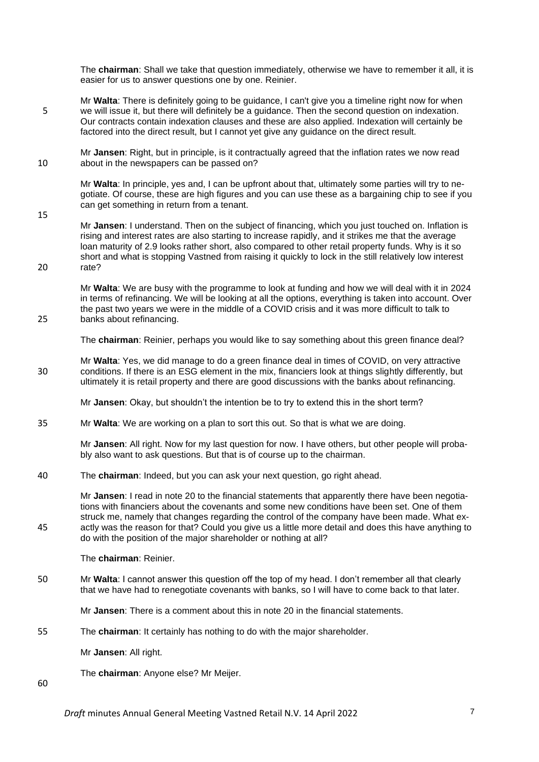The **chairman**: Shall we take that question immediately, otherwise we have to remember it all, it is easier for us to answer questions one by one. Reinier.

Mr **Walta**: There is definitely going to be guidance, I can't give you a timeline right now for when we will issue it, but there will definitely be a guidance. Then the second question on indexation. Our contracts contain indexation clauses and these are also applied. Indexation will certainly be factored into the direct result, but I cannot yet give any guidance on the direct result.

Mr **Jansen**: Right, but in principle, is it contractually agreed that the inflation rates we now read about in the newspapers can be passed on?

Mr **Walta**: In principle, yes and, I can be upfront about that, ultimately some parties will try to negotiate. Of course, these are high figures and you can use these as a bargaining chip to see if you can get something in return from a tenant.

Mr **Jansen**: I understand. Then on the subject of financing, which you just touched on. Inflation is rising and interest rates are also starting to increase rapidly, and it strikes me that the average loan maturity of 2.9 looks rather short, also compared to other retail property funds. Why is it so short and what is stopping Vastned from raising it quickly to lock in the still relatively low interest rate?

Mr **Walta**: We are busy with the programme to look at funding and how we will deal with it in 2024 in terms of refinancing. We will be looking at all the options, everything is taken into account. Over the past two years we were in the middle of a COVID crisis and it was more difficult to talk to banks about refinancing.

The **chairman**: Reinier, perhaps you would like to say something about this green finance deal?

Mr **Walta**: Yes, we did manage to do a green finance deal in times of COVID, on very attractive conditions. If there is an ESG element in the mix, financiers look at things slightly differently, but ultimately it is retail property and there are good discussions with the banks about refinancing.

Mr **Jansen**: Okay, but shouldn't the intention be to try to extend this in the short term?

Mr **Walta**: We are working on a plan to sort this out. So that is what we are doing.

Mr **Jansen**: All right. Now for my last question for now. I have others, but other people will probably also want to ask questions. But that is of course up to the chairman.

The **chairman**: Indeed, but you can ask your next question, go right ahead.

Mr **Jansen**: I read in note 20 to the financial statements that apparently there have been negotiations with financiers about the covenants and some new conditions have been set. One of them struck me, namely that changes regarding the control of the company have been made. What exactly was the reason for that? Could you give us a little more detail and does this have anything to do with the position of the major shareholder or nothing at all?

The **chairman**: Reinier.

Mr **Walta**: I cannot answer this question off the top of my head. I don't remember all that clearly that we have had to renegotiate covenants with banks, so I will have to come back to that later.

Mr **Jansen**: There is a comment about this in note 20 in the financial statements.

The **chairman**: It certainly has nothing to do with the major shareholder.

Mr **Jansen**: All right.

The **chairman**: Anyone else? Mr Meijer.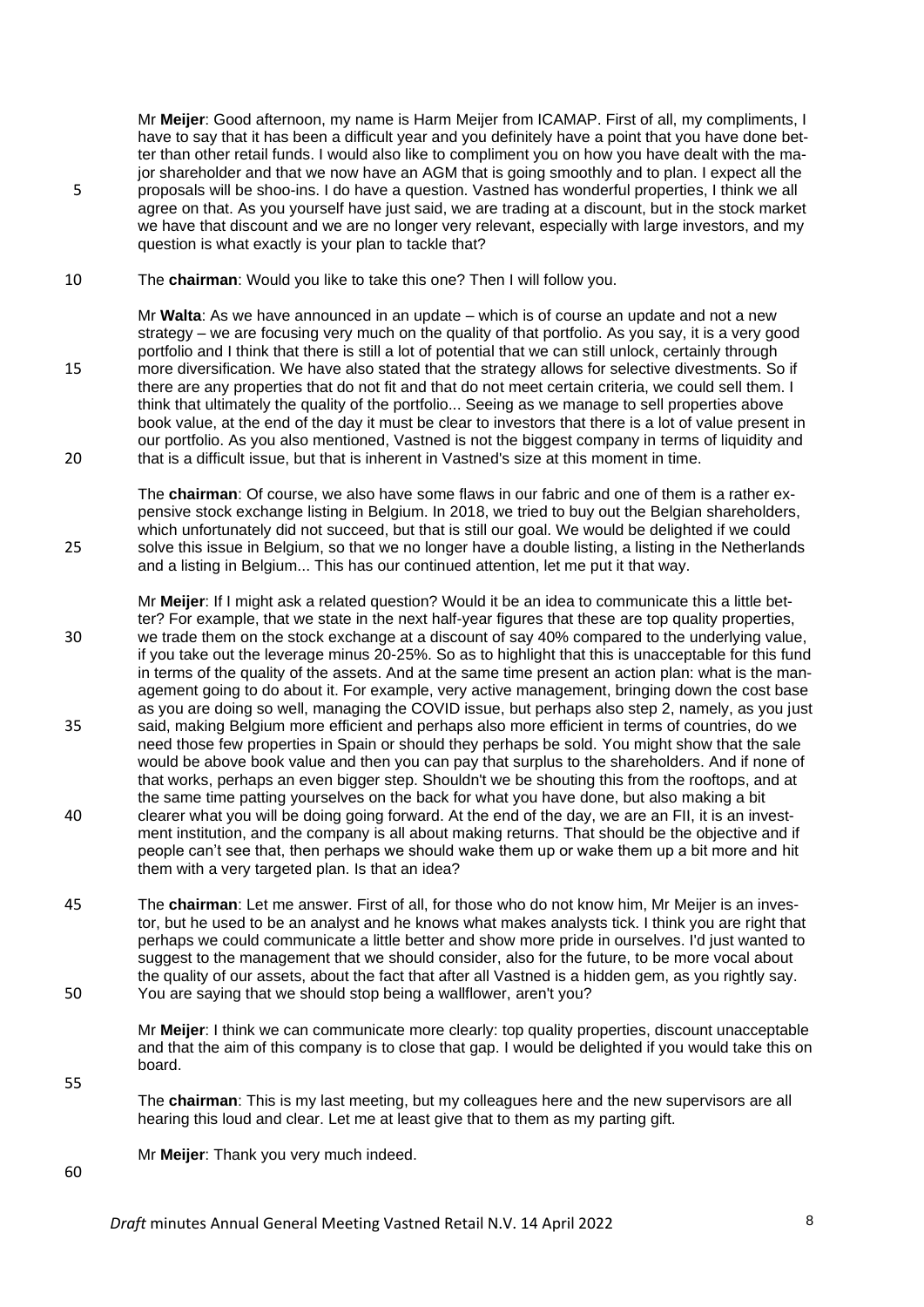Mr **Meijer**: Good afternoon, my name is Harm Meijer from ICAMAP. First of all, my compliments, I have to say that it has been a difficult year and you definitely have a point that you have done better than other retail funds. I would also like to compliment you on how you have dealt with the major shareholder and that we now have an AGM that is going smoothly and to plan. I expect all the proposals will be shoo-ins. I do have a question. Vastned has wonderful properties, I think we all agree on that. As you yourself have just said, we are trading at a discount, but in the stock market we have that discount and we are no longer very relevant, especially with large investors, and my question is what exactly is your plan to tackle that?

The **chairman**: Would you like to take this one? Then I will follow you.

Mr **Walta**: As we have announced in an update – which is of course an update and not a new strategy – we are focusing very much on the quality of that portfolio. As you say, it is a very good portfolio and I think that there is still a lot of potential that we can still unlock, certainly through more diversification. We have also stated that the strategy allows for selective divestments. So if there are any properties that do not fit and that do not meet certain criteria, we could sell them. I think that ultimately the quality of the portfolio... Seeing as we manage to sell properties above book value, at the end of the day it must be clear to investors that there is a lot of value present in our portfolio. As you also mentioned, Vastned is not the biggest company in terms of liquidity and that is a difficult issue, but that is inherent in Vastned's size at this moment in time.

The **chairman**: Of course, we also have some flaws in our fabric and one of them is a rather expensive stock exchange listing in Belgium. In 2018, we tried to buy out the Belgian shareholders, which unfortunately did not succeed, but that is still our goal. We would be delighted if we could solve this issue in Belgium, so that we no longer have a double listing, a listing in the Netherlands and a listing in Belgium... This has our continued attention, let me put it that way.

Mr **Meijer**: If I might ask a related question? Would it be an idea to communicate this a little better? For example, that we state in the next half-year figures that these are top quality properties, we trade them on the stock exchange at a discount of say 40% compared to the underlying value, if you take out the leverage minus 20-25%. So as to highlight that this is unacceptable for this fund in terms of the quality of the assets. And at the same time present an action plan: what is the management going to do about it. For example, very active management, bringing down the cost base as you are doing so well, managing the COVID issue, but perhaps also step 2, namely, as you just said, making Belgium more efficient and perhaps also more efficient in terms of countries, do we need those few properties in Spain or should they perhaps be sold. You might show that the sale would be above book value and then you can pay that surplus to the shareholders. And if none of that works, perhaps an even bigger step. Shouldn't we be shouting this from the rooftops, and at the same time patting yourselves on the back for what you have done, but also making a bit clearer what you will be doing going forward. At the end of the day, we are an FII, it is an investment institution, and the company is all about making returns. That should be the objective and if people can't see that, then perhaps we should wake them up or wake them up a bit more and hit them with a very targeted plan. Is that an idea?

The **chairman**: Let me answer. First of all, for those who do not know him, Mr Meijer is an investor, but he used to be an analyst and he knows what makes analysts tick. I think you are right that perhaps we could communicate a little better and show more pride in ourselves. I'd just wanted to suggest to the management that we should consider, also for the future, to be more vocal about the quality of our assets, about the fact that after all Vastned is a hidden gem, as you rightly say. You are saying that we should stop being a wallflower, aren't you?

Mr **Meijer**: I think we can communicate more clearly: top quality properties, discount unacceptable and that the aim of this company is to close that gap. I would be delighted if you would take this on board.

The **chairman**: This is my last meeting, but my colleagues here and the new supervisors are all hearing this loud and clear. Let me at least give that to them as my parting gift.

Mr **Meijer**: Thank you very much indeed.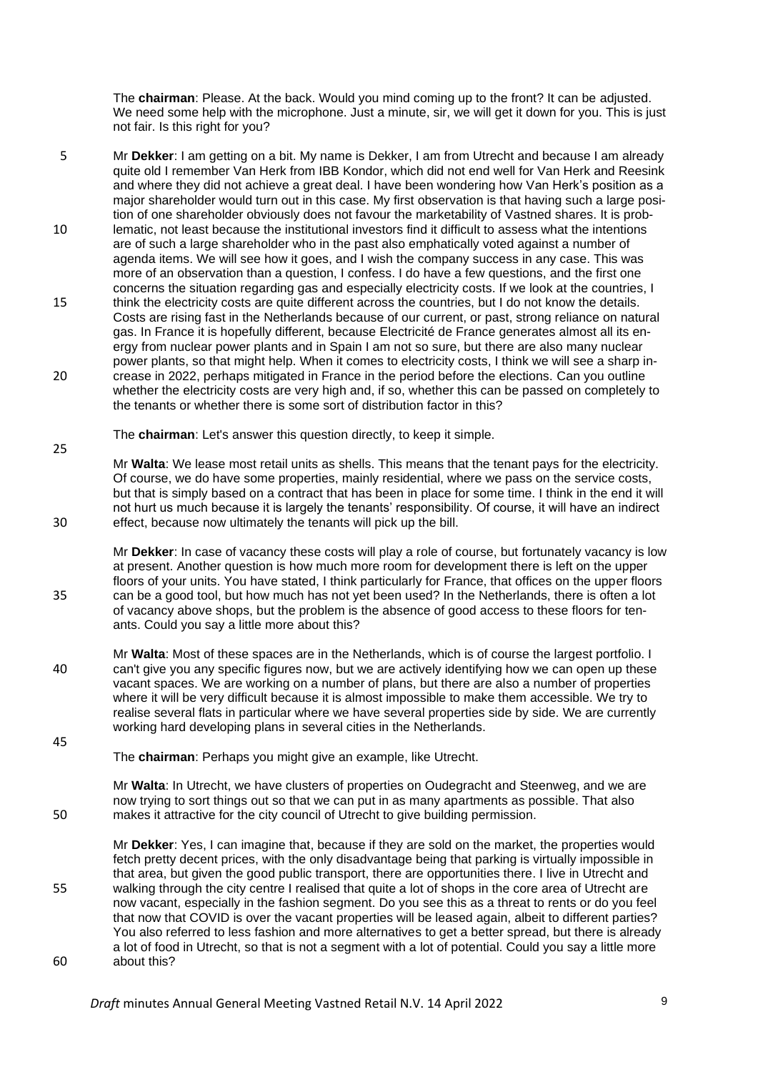The **chairman**: Please. At the back. Would you mind coming up to the front? It can be adjusted. We need some help with the microphone. Just a minute, sir, we will get it down for you. This is just not fair. Is this right for you?

Mr **Dekker**: I am getting on a bit. My name is Dekker, I am from Utrecht and because I am already quite old I remember Van Herk from IBB Kondor, which did not end well for Van Herk and Reesink and where they did not achieve a great deal. I have been wondering how Van Herk's position as a major shareholder would turn out in this case. My first observation is that having such a large position of one shareholder obviously does not favour the marketability of Vastned shares. It is problematic, not least because the institutional investors find it difficult to assess what the intentions are of such a large shareholder who in the past also emphatically voted against a number of agenda items. We will see how it goes, and I wish the company success in any case. This was more of an observation than a question, I confess. I do have a few questions, and the first one concerns the situation regarding gas and especially electricity costs. If we look at the countries, I think the electricity costs are quite different across the countries, but I do not know the details. Costs are rising fast in the Netherlands because of our current, or past, strong reliance on natural gas. In France it is hopefully different, because Electricité de France generates almost all its energy from nuclear power plants and in Spain I am not so sure, but there are also many nuclear power plants, so that might help. When it comes to electricity costs, I think we will see a sharp increase in 2022, perhaps mitigated in France in the period before the elections. Can you outline whether the electricity costs are very high and, if so, whether this can be passed on completely to the tenants or whether there is some sort of distribution factor in this?

The **chairman**: Let's answer this question directly, to keep it simple.

Mr **Walta**: We lease most retail units as shells. This means that the tenant pays for the electricity. Of course, we do have some properties, mainly residential, where we pass on the service costs, but that is simply based on a contract that has been in place for some time. I think in the end it will not hurt us much because it is largely the tenants' responsibility. Of course, it will have an indirect effect, because now ultimately the tenants will pick up the bill.

Mr **Dekker**: In case of vacancy these costs will play a role of course, but fortunately vacancy is low at present. Another question is how much more room for development there is left on the upper floors of your units. You have stated, I think particularly for France, that offices on the upper floors can be a good tool, but how much has not yet been used? In the Netherlands, there is often a lot of vacancy above shops, but the problem is the absence of good access to these floors for tenants. Could you say a little more about this?

Mr **Walta**: Most of these spaces are in the Netherlands, which is of course the largest portfolio. I can't give you any specific figures now, but we are actively identifying how we can open up these vacant spaces. We are working on a number of plans, but there are also a number of properties where it will be very difficult because it is almost impossible to make them accessible. We try to realise several flats in particular where we have several properties side by side. We are currently working hard developing plans in several cities in the Netherlands.

The **chairman**: Perhaps you might give an example, like Utrecht.

Mr **Walta**: In Utrecht, we have clusters of properties on Oudegracht and Steenweg, and we are now trying to sort things out so that we can put in as many apartments as possible. That also makes it attractive for the city council of Utrecht to give building permission.

Mr **Dekker**: Yes, I can imagine that, because if they are sold on the market, the properties would fetch pretty decent prices, with the only disadvantage being that parking is virtually impossible in that area, but given the good public transport, there are opportunities there. I live in Utrecht and walking through the city centre I realised that quite a lot of shops in the core area of Utrecht are now vacant, especially in the fashion segment. Do you see this as a threat to rents or do you feel that now that COVID is over the vacant properties will be leased again, albeit to different parties? You also referred to less fashion and more alternatives to get a better spread, but there is already a lot of food in Utrecht, so that is not a segment with a lot of potential. Could you say a little more about this?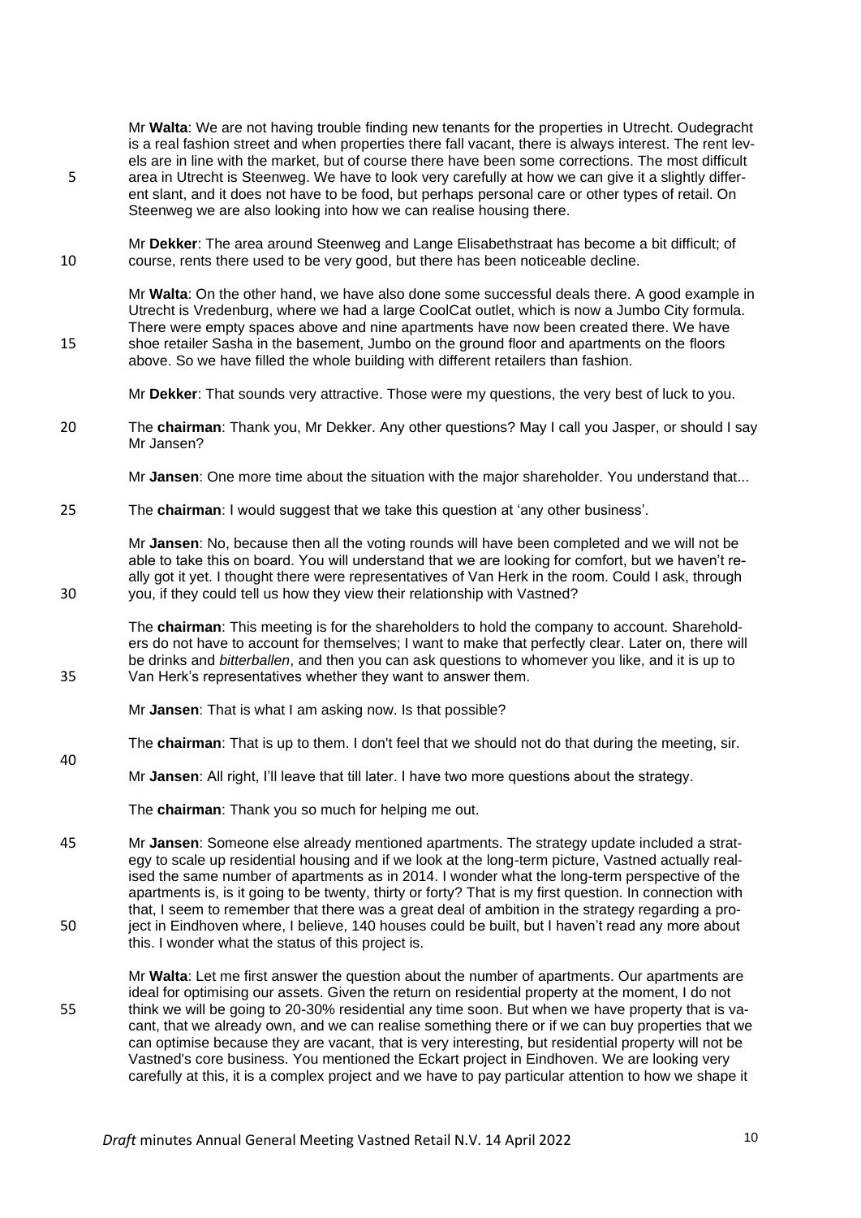Mr **Walta**: We are not having trouble finding new tenants for the properties in Utrecht. Oudegracht is a real fashion street and when properties there fall vacant, there is always interest. The rent levels are in line with the market, but of course there have been some corrections. The most difficult area in Utrecht is Steenweg. We have to look very carefully at how we can give it a slightly different slant, and it does not have to be food, but perhaps personal care or other types of retail. On Steenweg we are also looking into how we can realise housing there.

Mr **Dekker**: The area around Steenweg and Lange Elisabethstraat has become a bit difficult; of course, rents there used to be very good, but there has been noticeable decline.

Mr **Walta**: On the other hand, we have also done some successful deals there. A good example in Utrecht is Vredenburg, where we had a large CoolCat outlet, which is now a Jumbo City formula. There were empty spaces above and nine apartments have now been created there. We have shoe retailer Sasha in the basement, Jumbo on the ground floor and apartments on the floors above. So we have filled the whole building with different retailers than fashion.

Mr **Dekker**: That sounds very attractive. Those were my questions, the very best of luck to you.

The **chairman**: Thank you, Mr Dekker. Any other questions? May I call you Jasper, or should I say Mr Jansen?

Mr **Jansen**: One more time about the situation with the major shareholder. You understand that...

The **chairman**: I would suggest that we take this question at 'any other business'.

Mr **Jansen**: No, because then all the voting rounds will have been completed and we will not be able to take this on board. You will understand that we are looking for comfort, but we haven't really got it yet. I thought there were representatives of Van Herk in the room. Could I ask, through you, if they could tell us how they view their relationship with Vastned?

The **chairman**: This meeting is for the shareholders to hold the company to account. Shareholders do not have to account for themselves; I want to make that perfectly clear. Later on, there will be drinks and *bitterballen*, and then you can ask questions to whomever you like, and it is up to Van Herk's representatives whether they want to answer them.

Mr **Jansen**: That is what I am asking now. Is that possible?

The **chairman**: That is up to them. I don't feel that we should not do that during the meeting, sir.

Mr **Jansen**: All right, I'll leave that till later. I have two more questions about the strategy.

The **chairman**: Thank you so much for helping me out.

Mr **Jansen**: Someone else already mentioned apartments. The strategy update included a strategy to scale up residential housing and if we look at the long-term picture, Vastned actually realised the same number of apartments as in 2014. I wonder what the long-term perspective of the apartments is, is it going to be twenty, thirty or forty? That is my first question. In connection with that, I seem to remember that there was a great deal of ambition in the strategy regarding a project in Eindhoven where, I believe, 140 houses could be built, but I haven't read any more about this. I wonder what the status of this project is.

Mr **Walta**: Let me first answer the question about the number of apartments. Our apartments are ideal for optimising our assets. Given the return on residential property at the moment, I do not think we will be going to 20-30% residential any time soon. But when we have property that is vacant, that we already own, and we can realise something there or if we can buy properties that we can optimise because they are vacant, that is very interesting, but residential property will not be Vastned's core business. You mentioned the Eckart project in Eindhoven. We are looking very carefully at this, it is a complex project and we have to pay particular attention to how we shape it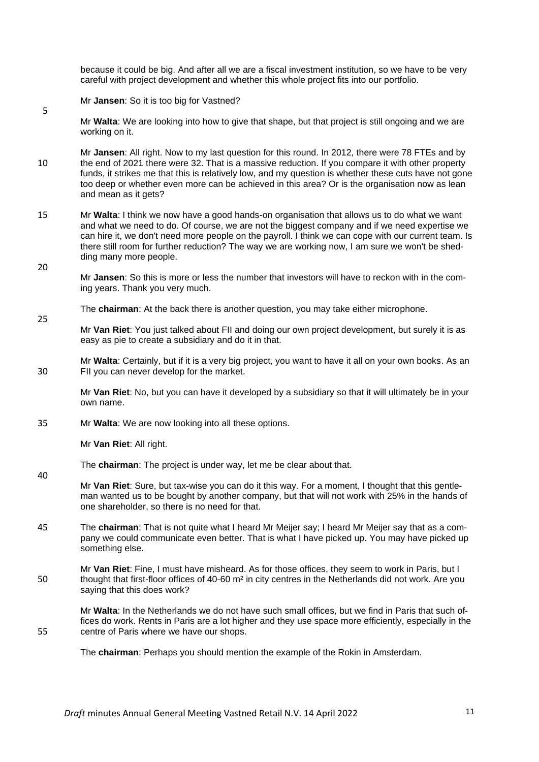because it could be big. And after all we are a fiscal investment institution, so we have to be very careful with project development and whether this whole project fits into our portfolio.

Mr **Jansen**: So it is too big for Vastned?

Mr **Walta**: We are looking into how to give that shape, but that project is still ongoing and we are working on it.

Mr **Jansen**: All right. Now to my last question for this round. In 2012, there were 78 FTEs and by the end of 2021 there were 32. That is a massive reduction. If you compare it with other property funds, it strikes me that this is relatively low, and my question is whether these cuts have not gone too deep or whether even more can be achieved in this area? Or is the organisation now as lean and mean as it gets?

Mr **Walta**: I think we now have a good hands-on organisation that allows us to do what we want and what we need to do. Of course, we are not the biggest company and if we need expertise we can hire it, we don't need more people on the payroll. I think we can cope with our current team. Is there still room for further reduction? The way we are working now, I am sure we won't be shedding many more people.

Mr **Jansen**: So this is more or less the number that investors will have to reckon with in the coming years. Thank you very much.

The **chairman**: At the back there is another question, you may take either microphone.

Mr **Van Riet**: You just talked about FII and doing our own project development, but surely it is as easy as pie to create a subsidiary and do it in that.

Mr **Walta**: Certainly, but if it is a very big project, you want to have it all on your own books. As an FII you can never develop for the market.

Mr **Van Riet**: No, but you can have it developed by a subsidiary so that it will ultimately be in your own name.

Mr **Walta**: We are now looking into all these options.

Mr **Van Riet**: All right.

The **chairman**: The project is under way, let me be clear about that.

Mr **Van Riet**: Sure, but tax-wise you can do it this way. For a moment, I thought that this gentleman wanted us to be bought by another company, but that will not work with 25% in the hands of one shareholder, so there is no need for that.

The **chairman**: That is not quite what I heard Mr Meijer say; I heard Mr Meijer say that as a company we could communicate even better. That is what I have picked up. You may have picked up something else.

Mr **Van Riet**: Fine, I must have misheard. As for those offices, they seem to work in Paris, but I thought that first-floor offices of 40-60 m² in city centres in the Netherlands did not work. Are you saying that this does work?

Mr **Walta**: In the Netherlands we do not have such small offices, but we find in Paris that such offices do work. Rents in Paris are a lot higher and they use space more efficiently, especially in the centre of Paris where we have our shops.

The **chairman**: Perhaps you should mention the example of the Rokin in Amsterdam.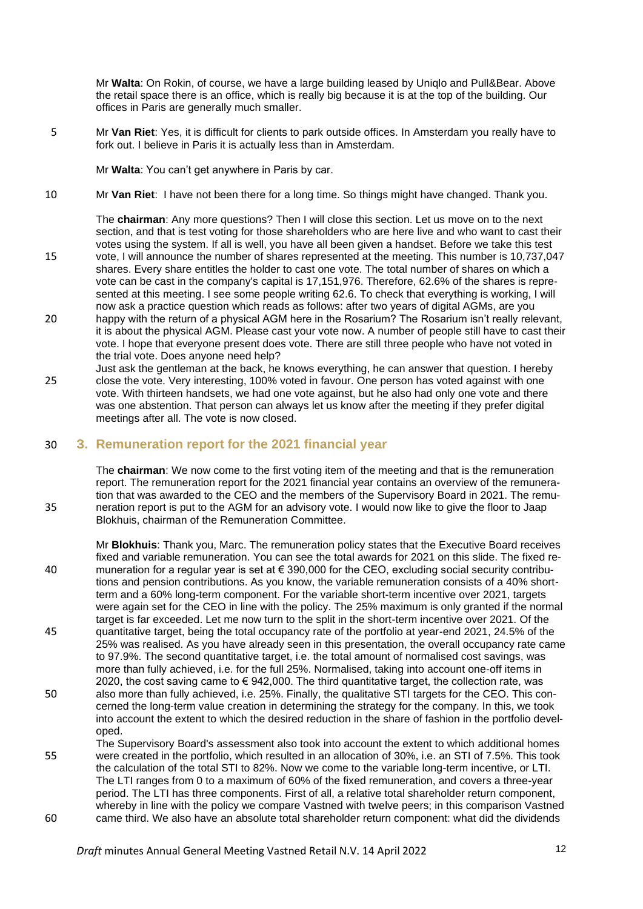Mr **Walta**: On Rokin, of course, we have a large building leased by Uniqlo and Pull&Bear. Above the retail space there is an office, which is really big because it is at the top of the building. Our offices in Paris are generally much smaller.

Mr **Van Riet**: Yes, it is difficult for clients to park outside offices. In Amsterdam you really have to fork out. I believe in Paris it is actually less than in Amsterdam.

Mr **Walta**: You can't get anywhere in Paris by car.

Mr **Van Riet**: I have not been there for a long time. So things might have changed. Thank you.

The **chairman**: Any more questions? Then I will close this section. Let us move on to the next section, and that is test voting for those shareholders who are here live and who want to cast their votes using the system. If all is well, you have all been given a handset. Before we take this test vote, I will announce the number of shares represented at the meeting. This number is 10,737,047 shares. Every share entitles the holder to cast one vote. The total number of shares on which a vote can be cast in the company's capital is 17,151,976. Therefore, 62.6% of the shares is represented at this meeting. I see some people writing 62.6. To check that everything is working, I will now ask a practice question which reads as follows: after two years of digital AGMs, are you happy with the return of a physical AGM here in the Rosarium? The Rosarium isn't really relevant, it is about the physical AGM. Please cast your vote now. A number of people still have to cast their vote. I hope that everyone present does vote. There are still three people who have not voted in the trial vote. Does anyone need help?
Just ask the gentleman at the back, he knows everything, he can answer that question. I hereby close the vote. Very interesting, 100% voted in favour. One person has voted against with one vote. With thirteen handsets, we had one vote against, but he also had only one vote and there was one abstention. That person can always let us know after the meeting if they prefer digital meetings after all. The vote is now closed.

## 3. Remuneration report for the 2021 financial year

The **chairman**: We now come to the first voting item of the meeting and that is the remuneration report. The remuneration report for the 2021 financial year contains an overview of the remuneration that was awarded to the CEO and the members of the Supervisory Board in 2021. The remuneration report is put to the AGM for an advisory vote. I would now like to give the floor to Jaap Blokhuis, chairman of the Remuneration Committee.

Mr **Blokhuis**: Thank you, Marc. The remuneration policy states that the Executive Board receives fixed and variable remuneration. You can see the total awards for 2021 on this slide. The fixed remuneration for a regular year is set at € 390,000 for the CEO, excluding social security contributions and pension contributions. As you know, the variable remuneration consists of a 40% short-term and a 60% long-term component. For the variable short-term incentive over 2021, targets were again set for the CEO in line with the policy. The 25% maximum is only granted if the normal target is far exceeded. Let me now turn to the split in the short-term incentive over 2021. Of the quantitative target, being the total occupancy rate of the portfolio at year-end 2021, 24.5% of the 25% was realised. As you have already seen in this presentation, the overall occupancy rate came to 97.9%. The second quantitative target, i.e. the total amount of normalised cost savings, was more than fully achieved, i.e. for the full 25%. Normalised, taking into account one-off items in 2020, the cost saving came to € 942,000. The third quantitative target, the collection rate, was also more than fully achieved, i.e. 25%. Finally, the qualitative STI targets for the CEO. This concerned the long-term value creation in determining the strategy for the company. In this, we took into account the extent to which the desired reduction in the share of fashion in the portfolio developed.
The Supervisory Board's assessment also took into account the extent to which additional homes were created in the portfolio, which resulted in an allocation of 30%, i.e. an STI of 7.5%. This took the calculation of the total STI to 82%. Now we come to the variable long-term incentive, or LTI. The LTI ranges from 0 to a maximum of 60% of the fixed remuneration, and covers a three-year period. The LTI has three components. First of all, a relative total shareholder return component, whereby in line with the policy we compare Vastned with twelve peers; in this comparison Vastned came third. We also have an absolute total shareholder return component: what did the dividends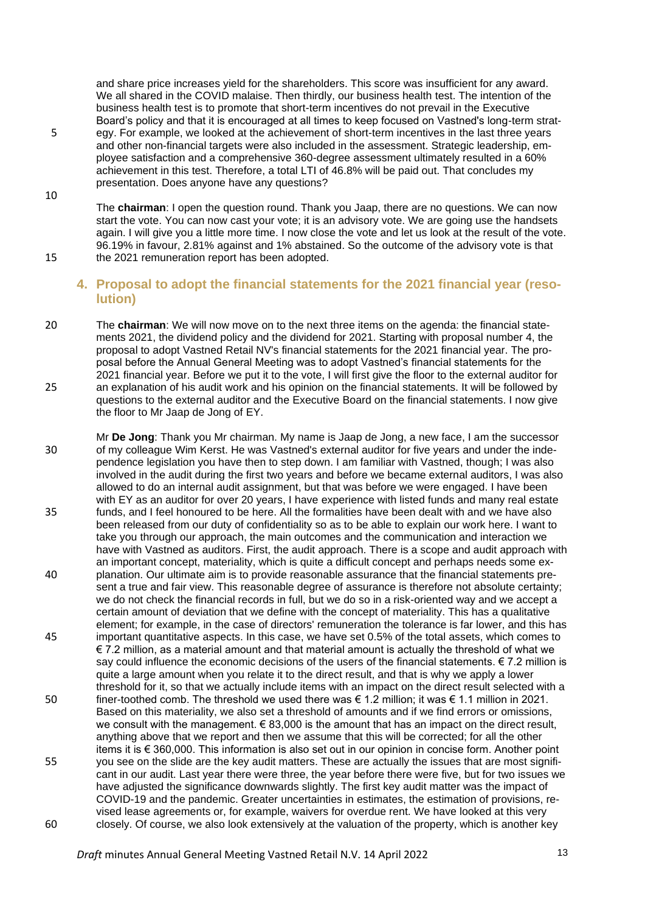and share price increases yield for the shareholders. This score was insufficient for any award. We all shared in the COVID malaise. Then thirdly, our business health test. The intention of the business health test is to promote that short-term incentives do not prevail in the Executive Board's policy and that it is encouraged at all times to keep focused on Vastned's long-term strategy. For example, we looked at the achievement of short-term incentives in the last three years and other non-financial targets were also included in the assessment. Strategic leadership, employee satisfaction and a comprehensive 360-degree assessment ultimately resulted in a 60% achievement in this test. Therefore, a total LTI of 46.8% will be paid out. That concludes my presentation. Does anyone have any questions?

The **chairman**: I open the question round. Thank you Jaap, there are no questions. We can now start the vote. You can now cast your vote; it is an advisory vote. We are going use the handsets again. I will give you a little more time. I now close the vote and let us look at the result of the vote. 96.19% in favour, 2.81% against and 1% abstained. So the outcome of the advisory vote is that the 2021 remuneration report has been adopted.

## 4. Proposal to adopt the financial statements for the 2021 financial year (resolution)

The **chairman**: We will now move on to the next three items on the agenda: the financial statements 2021, the dividend policy and the dividend for 2021. Starting with proposal number 4, the proposal to adopt Vastned Retail NV's financial statements for the 2021 financial year. The proposal before the Annual General Meeting was to adopt Vastned's financial statements for the 2021 financial year. Before we put it to the vote, I will first give the floor to the external auditor for an explanation of his audit work and his opinion on the financial statements. It will be followed by questions to the external auditor and the Executive Board on the financial statements. I now give the floor to Mr Jaap de Jong of EY.

Mr **De Jong**: Thank you Mr chairman. My name is Jaap de Jong, a new face, I am the successor of my colleague Wim Kerst. He was Vastned's external auditor for five years and under the independence legislation you have then to step down. I am familiar with Vastned, though; I was also involved in the audit during the first two years and before we became external auditors, I was also allowed to do an internal audit assignment, but that was before we were engaged. I have been with EY as an auditor for over 20 years, I have experience with listed funds and many real estate funds, and I feel honoured to be here. All the formalities have been dealt with and we have also been released from our duty of confidentiality so as to be able to explain our work here. I want to take you through our approach, the main outcomes and the communication and interaction we have with Vastned as auditors. First, the audit approach. There is a scope and audit approach with an important concept, materiality, which is quite a difficult concept and perhaps needs some explanation. Our ultimate aim is to provide reasonable assurance that the financial statements present a true and fair view. This reasonable degree of assurance is therefore not absolute certainty; we do not check the financial records in full, but we do so in a risk-oriented way and we accept a certain amount of deviation that we define with the concept of materiality. This has a qualitative element; for example, in the case of directors' remuneration the tolerance is far lower, and this has important quantitative aspects. In this case, we have set 0.5% of the total assets, which comes to € 7.2 million, as a material amount and that material amount is actually the threshold of what we say could influence the economic decisions of the users of the financial statements. € 7.2 million is quite a large amount when you relate it to the direct result, and that is why we apply a lower threshold for it, so that we actually include items with an impact on the direct result selected with a finer-toothed comb. The threshold we used there was € 1.2 million; it was € 1.1 million in 2021. Based on this materiality, we also set a threshold of amounts and if we find errors or omissions, we consult with the management. € 83,000 is the amount that has an impact on the direct result, anything above that we report and then we assume that this will be corrected; for all the other items it is € 360,000. This information is also set out in our opinion in concise form. Another point you see on the slide are the key audit matters. These are actually the issues that are most significant in our audit. Last year there were three, the year before there were five, but for two issues we have adjusted the significance downwards slightly. The first key audit matter was the impact of COVID-19 and the pandemic. Greater uncertainties in estimates, the estimation of provisions, revised lease agreements or, for example, waivers for overdue rent. We have looked at this very closely. Of course, we also look extensively at the valuation of the property, which is another key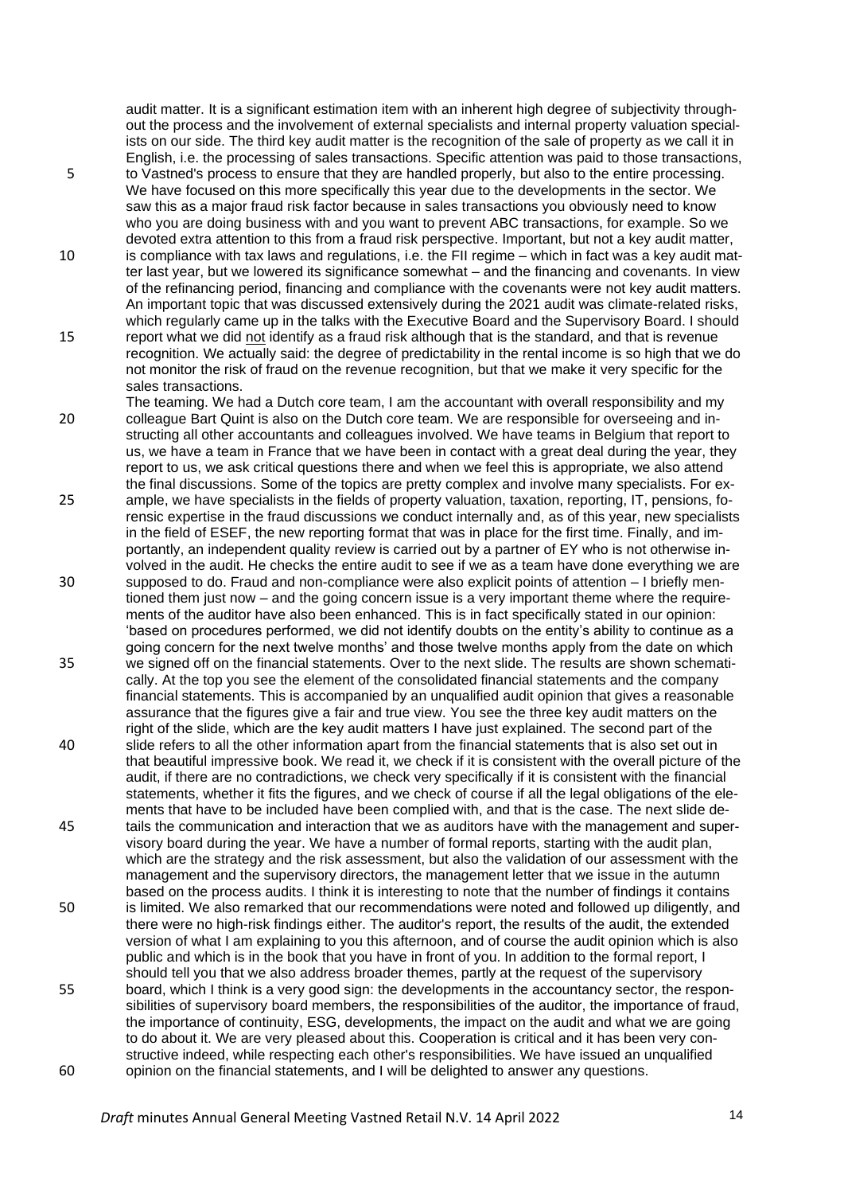audit matter. It is a significant estimation item with an inherent high degree of subjectivity throughout the process and the involvement of external specialists and internal property valuation specialists on our side. The third key audit matter is the recognition of the sale of property as we call it in English, i.e. the processing of sales transactions. Specific attention was paid to those transactions, to Vastned's process to ensure that they are handled properly, but also to the entire processing. We have focused on this more specifically this year due to the developments in the sector. We saw this as a major fraud risk factor because in sales transactions you obviously need to know who you are doing business with and you want to prevent ABC transactions, for example. So we devoted extra attention to this from a fraud risk perspective. Important, but not a key audit matter, is compliance with tax laws and regulations, i.e. the FII regime – which in fact was a key audit matter last year, but we lowered its significance somewhat – and the financing and covenants. In view of the refinancing period, financing and compliance with the covenants were not key audit matters. An important topic that was discussed extensively during the 2021 audit was climate-related risks, which regularly came up in the talks with the Executive Board and the Supervisory Board. I should report what we did <u>not</u> identify as a fraud risk although that is the standard, and that is revenue recognition. We actually said: the degree of predictability in the rental income is so high that we do not monitor the risk of fraud on the revenue recognition, but that we make it very specific for the sales transactions.

The teaming. We had a Dutch core team, I am the accountant with overall responsibility and my colleague Bart Quint is also on the Dutch core team. We are responsible for overseeing and instructing all other accountants and colleagues involved. We have teams in Belgium that report to us, we have a team in France that we have been in contact with a great deal during the year, they report to us, we ask critical questions there and when we feel this is appropriate, we also attend the final discussions. Some of the topics are pretty complex and involve many specialists. For example, we have specialists in the fields of property valuation, taxation, reporting, IT, pensions, forensic expertise in the fraud discussions we conduct internally and, as of this year, new specialists in the field of ESEF, the new reporting format that was in place for the first time. Finally, and importantly, an independent quality review is carried out by a partner of EY who is not otherwise involved in the audit. He checks the entire audit to see if we as a team have done everything we are supposed to do. Fraud and non-compliance were also explicit points of attention – I briefly mentioned them just now – and the going concern issue is a very important theme where the requirements of the auditor have also been enhanced. This is in fact specifically stated in our opinion: 'based on procedures performed, we did not identify doubts on the entity's ability to continue as a going concern for the next twelve months' and those twelve months apply from the date on which we signed off on the financial statements. Over to the next slide. The results are shown schematically. At the top you see the element of the consolidated financial statements and the company financial statements. This is accompanied by an unqualified audit opinion that gives a reasonable assurance that the figures give a fair and true view. You see the three key audit matters on the right of the slide, which are the key audit matters I have just explained. The second part of the slide refers to all the other information apart from the financial statements that is also set out in that beautiful impressive book. We read it, we check if it is consistent with the overall picture of the audit, if there are no contradictions, we check very specifically if it is consistent with the financial statements, whether it fits the figures, and we check of course if all the legal obligations of the elements that have to be included have been complied with, and that is the case. The next slide details the communication and interaction that we as auditors have with the management and supervisory board during the year. We have a number of formal reports, starting with the audit plan, which are the strategy and the risk assessment, but also the validation of our assessment with the management and the supervisory directors, the management letter that we issue in the autumn based on the process audits. I think it is interesting to note that the number of findings it contains is limited. We also remarked that our recommendations were noted and followed up diligently, and there were no high-risk findings either. The auditor's report, the results of the audit, the extended version of what I am explaining to you this afternoon, and of course the audit opinion which is also public and which is in the book that you have in front of you. In addition to the formal report, I should tell you that we also address broader themes, partly at the request of the supervisory board, which I think is a very good sign: the developments in the accountancy sector, the responsibilities of supervisory board members, the responsibilities of the auditor, the importance of fraud, the importance of continuity, ESG, developments, the impact on the audit and what we are going to do about it. We are very pleased about this. Cooperation is critical and it has been very constructive indeed, while respecting each other's responsibilities. We have issued an unqualified opinion on the financial statements, and I will be delighted to answer any questions.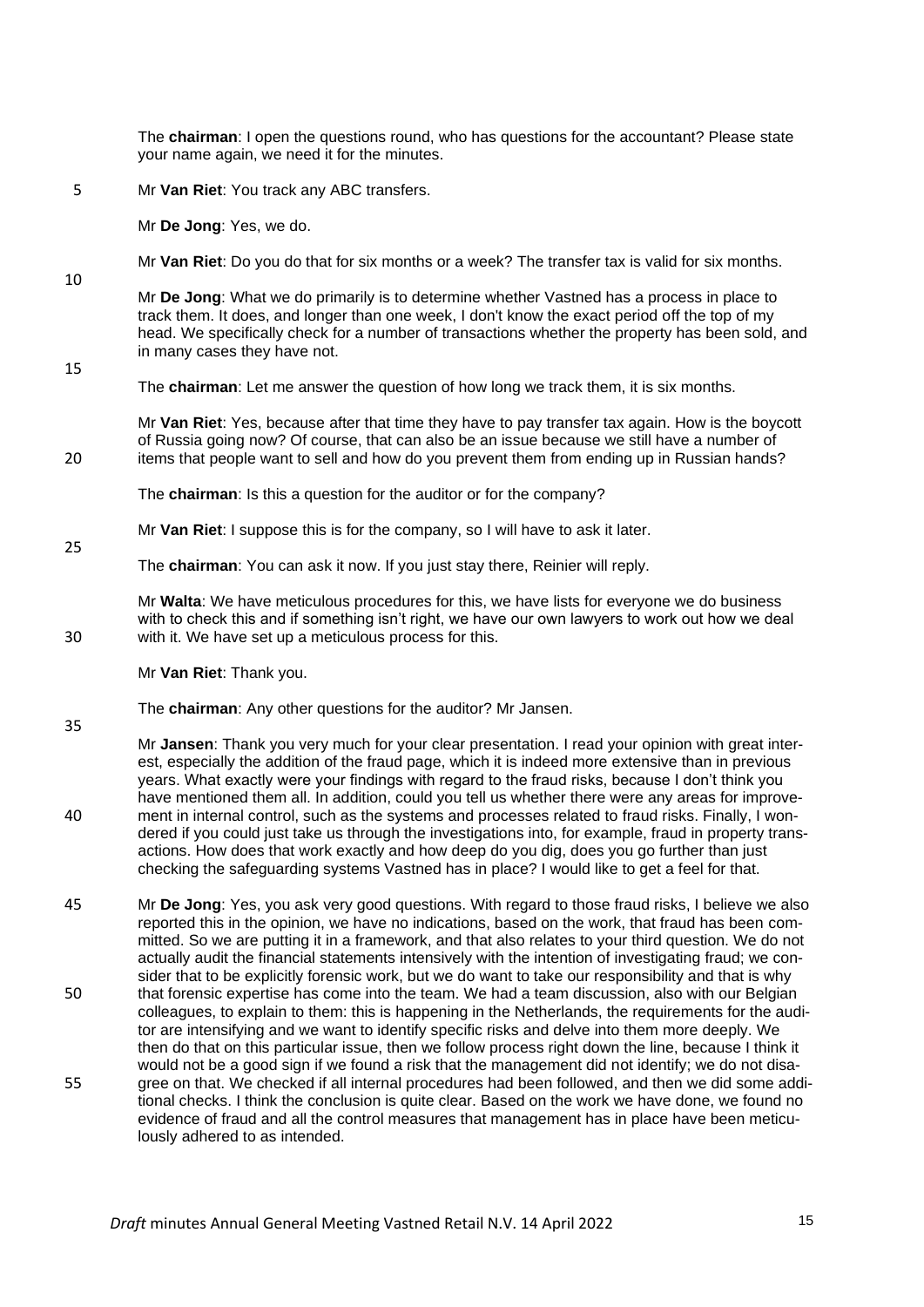The **chairman**: I open the questions round, who has questions for the accountant? Please state your name again, we need it for the minutes.

Mr **Van Riet**: You track any ABC transfers.

Mr **De Jong**: Yes, we do.

Mr **Van Riet**: Do you do that for six months or a week? The transfer tax is valid for six months.

Mr **De Jong**: What we do primarily is to determine whether Vastned has a process in place to track them. It does, and longer than one week, I don't know the exact period off the top of my head. We specifically check for a number of transactions whether the property has been sold, and in many cases they have not.

The **chairman**: Let me answer the question of how long we track them, it is six months.

Mr **Van Riet**: Yes, because after that time they have to pay transfer tax again. How is the boycott of Russia going now? Of course, that can also be an issue because we still have a number of items that people want to sell and how do you prevent them from ending up in Russian hands?

The **chairman**: Is this a question for the auditor or for the company?

Mr **Van Riet**: I suppose this is for the company, so I will have to ask it later.

The **chairman**: You can ask it now. If you just stay there, Reinier will reply.

Mr **Walta**: We have meticulous procedures for this, we have lists for everyone we do business with to check this and if something isn't right, we have our own lawyers to work out how we deal with it. We have set up a meticulous process for this.

Mr **Van Riet**: Thank you.

The **chairman**: Any other questions for the auditor? Mr Jansen.

Mr **Jansen**: Thank you very much for your clear presentation. I read your opinion with great interest, especially the addition of the fraud page, which it is indeed more extensive than in previous years. What exactly were your findings with regard to the fraud risks, because I don't think you have mentioned them all. In addition, could you tell us whether there were any areas for improvement in internal control, such as the systems and processes related to fraud risks. Finally, I wondered if you could just take us through the investigations into, for example, fraud in property transactions. How does that work exactly and how deep do you dig, does you go further than just checking the safeguarding systems Vastned has in place? I would like to get a feel for that.

Mr **De Jong**: Yes, you ask very good questions. With regard to those fraud risks, I believe we also reported this in the opinion, we have no indications, based on the work, that fraud has been committed. So we are putting it in a framework, and that also relates to your third question. We do not actually audit the financial statements intensively with the intention of investigating fraud; we consider that to be explicitly forensic work, but we do want to take our responsibility and that is why that forensic expertise has come into the team. We had a team discussion, also with our Belgian colleagues, to explain to them: this is happening in the Netherlands, the requirements for the auditor are intensifying and we want to identify specific risks and delve into them more deeply. We then do that on this particular issue, then we follow process right down the line, because I think it would not be a good sign if we found a risk that the management did not identify; we do not disagree on that. We checked if all internal procedures had been followed, and then we did some additional checks. I think the conclusion is quite clear. Based on the work we have done, we found no evidence of fraud and all the control measures that management has in place have been meticulously adhered to as intended.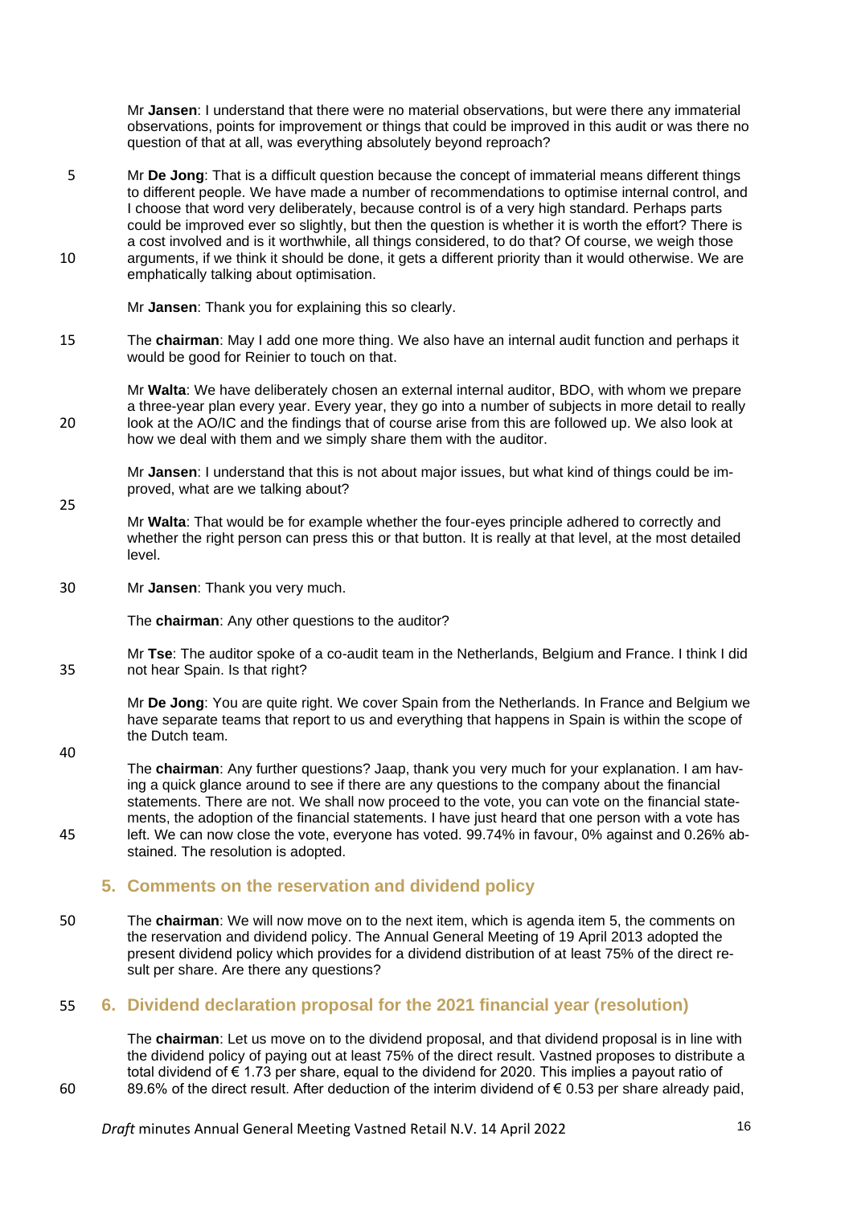Mr **Jansen**: I understand that there were no material observations, but were there any immaterial observations, points for improvement or things that could be improved in this audit or was there no question of that at all, was everything absolutely beyond reproach?

Mr **De Jong**: That is a difficult question because the concept of immaterial means different things to different people. We have made a number of recommendations to optimise internal control, and I choose that word very deliberately, because control is of a very high standard. Perhaps parts could be improved ever so slightly, but then the question is whether it is worth the effort? There is a cost involved and is it worthwhile, all things considered, to do that? Of course, we weigh those arguments, if we think it should be done, it gets a different priority than it would otherwise. We are emphatically talking about optimisation.

Mr **Jansen**: Thank you for explaining this so clearly.

The **chairman**: May I add one more thing. We also have an internal audit function and perhaps it would be good for Reinier to touch on that.

Mr **Walta**: We have deliberately chosen an external internal auditor, BDO, with whom we prepare a three-year plan every year. Every year, they go into a number of subjects in more detail to really look at the AO/IC and the findings that of course arise from this are followed up. We also look at how we deal with them and we simply share them with the auditor.

Mr **Jansen**: I understand that this is not about major issues, but what kind of things could be improved, what are we talking about?

Mr **Walta**: That would be for example whether the four-eyes principle adhered to correctly and whether the right person can press this or that button. It is really at that level, at the most detailed level.

Mr **Jansen**: Thank you very much.

The **chairman**: Any other questions to the auditor?

Mr **Tse**: The auditor spoke of a co-audit team in the Netherlands, Belgium and France. I think I did not hear Spain. Is that right?

Mr **De Jong**: You are quite right. We cover Spain from the Netherlands. In France and Belgium we have separate teams that report to us and everything that happens in Spain is within the scope of the Dutch team.

The **chairman**: Any further questions? Jaap, thank you very much for your explanation. I am having a quick glance around to see if there are any questions to the company about the financial statements. There are not. We shall now proceed to the vote, you can vote on the financial statements, the adoption of the financial statements. I have just heard that one person with a vote has left. We can now close the vote, everyone has voted. 99.74% in favour, 0% against and 0.26% abstained. The resolution is adopted.

## 5. Comments on the reservation and dividend policy

The **chairman**: We will now move on to the next item, which is agenda item 5, the comments on the reservation and dividend policy. The Annual General Meeting of 19 April 2013 adopted the present dividend policy which provides for a dividend distribution of at least 75% of the direct result per share. Are there any questions?

## 6. Dividend declaration proposal for the 2021 financial year (resolution)

The **chairman**: Let us move on to the dividend proposal, and that dividend proposal is in line with the dividend policy of paying out at least 75% of the direct result. Vastned proposes to distribute a total dividend of € 1.73 per share, equal to the dividend for 2020. This implies a payout ratio of 89.6% of the direct result. After deduction of the interim dividend of € 0.53 per share already paid,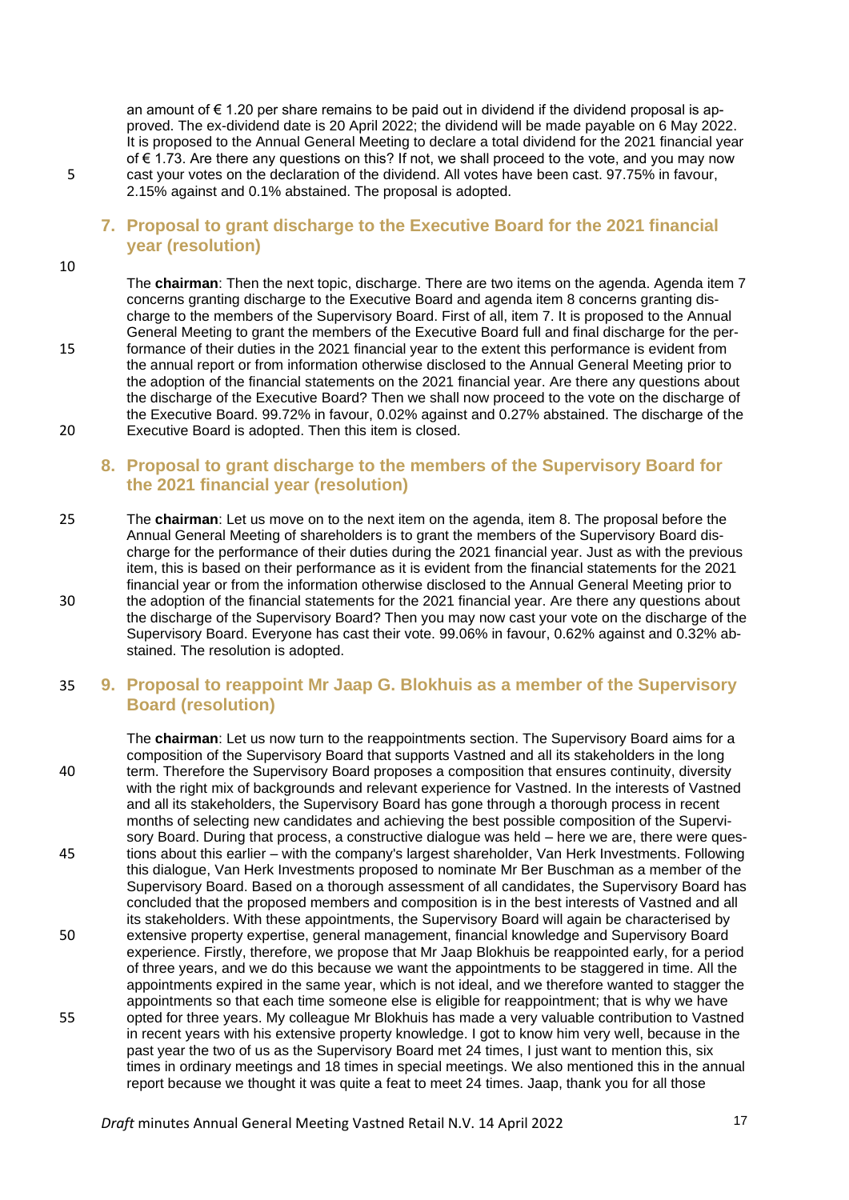an amount of € 1.20 per share remains to be paid out in dividend if the dividend proposal is approved. The ex-dividend date is 20 April 2022; the dividend will be made payable on 6 May 2022. It is proposed to the Annual General Meeting to declare a total dividend for the 2021 financial year of € 1.73. Are there any questions on this? If not, we shall proceed to the vote, and you may now cast your votes on the declaration of the dividend. All votes have been cast. 97.75% in favour, 2.15% against and 0.1% abstained. The proposal is adopted.

## 7. Proposal to grant discharge to the Executive Board for the 2021 financial year (resolution)

The **chairman**: Then the next topic, discharge. There are two items on the agenda. Agenda item 7 concerns granting discharge to the Executive Board and agenda item 8 concerns granting discharge to the members of the Supervisory Board. First of all, item 7. It is proposed to the Annual General Meeting to grant the members of the Executive Board full and final discharge for the performance of their duties in the 2021 financial year to the extent this performance is evident from the annual report or from information otherwise disclosed to the Annual General Meeting prior to the adoption of the financial statements on the 2021 financial year. Are there any questions about the discharge of the Executive Board? Then we shall now proceed to the vote on the discharge of the Executive Board. 99.72% in favour, 0.02% against and 0.27% abstained. The discharge of the Executive Board is adopted. Then this item is closed.

## 8. Proposal to grant discharge to the members of the Supervisory Board for the 2021 financial year (resolution)

The **chairman**: Let us move on to the next item on the agenda, item 8. The proposal before the Annual General Meeting of shareholders is to grant the members of the Supervisory Board discharge for the performance of their duties during the 2021 financial year. Just as with the previous item, this is based on their performance as it is evident from the financial statements for the 2021 financial year or from the information otherwise disclosed to the Annual General Meeting prior to the adoption of the financial statements for the 2021 financial year. Are there any questions about the discharge of the Supervisory Board? Then you may now cast your vote on the discharge of the Supervisory Board. Everyone has cast their vote. 99.06% in favour, 0.62% against and 0.32% abstained. The resolution is adopted.

## 9. Proposal to reappoint Mr Jaap G. Blokhuis as a member of the Supervisory Board (resolution)

The **chairman**: Let us now turn to the reappointments section. The Supervisory Board aims for a composition of the Supervisory Board that supports Vastned and all its stakeholders in the long term. Therefore the Supervisory Board proposes a composition that ensures continuity, diversity with the right mix of backgrounds and relevant experience for Vastned. In the interests of Vastned and all its stakeholders, the Supervisory Board has gone through a thorough process in recent months of selecting new candidates and achieving the best possible composition of the Supervisory Board. During that process, a constructive dialogue was held – here we are, there were questions about this earlier – with the company's largest shareholder, Van Herk Investments. Following this dialogue, Van Herk Investments proposed to nominate Mr Ber Buschman as a member of the Supervisory Board. Based on a thorough assessment of all candidates, the Supervisory Board has concluded that the proposed members and composition is in the best interests of Vastned and all its stakeholders. With these appointments, the Supervisory Board will again be characterised by extensive property expertise, general management, financial knowledge and Supervisory Board experience. Firstly, therefore, we propose that Mr Jaap Blokhuis be reappointed early, for a period of three years, and we do this because we want the appointments to be staggered in time. All the appointments expired in the same year, which is not ideal, and we therefore wanted to stagger the appointments so that each time someone else is eligible for reappointment; that is why we have opted for three years. My colleague Mr Blokhuis has made a very valuable contribution to Vastned in recent years with his extensive property knowledge. I got to know him very well, because in the past year the two of us as the Supervisory Board met 24 times, I just want to mention this, six times in ordinary meetings and 18 times in special meetings. We also mentioned this in the annual report because we thought it was quite a feat to meet 24 times. Jaap, thank you for all those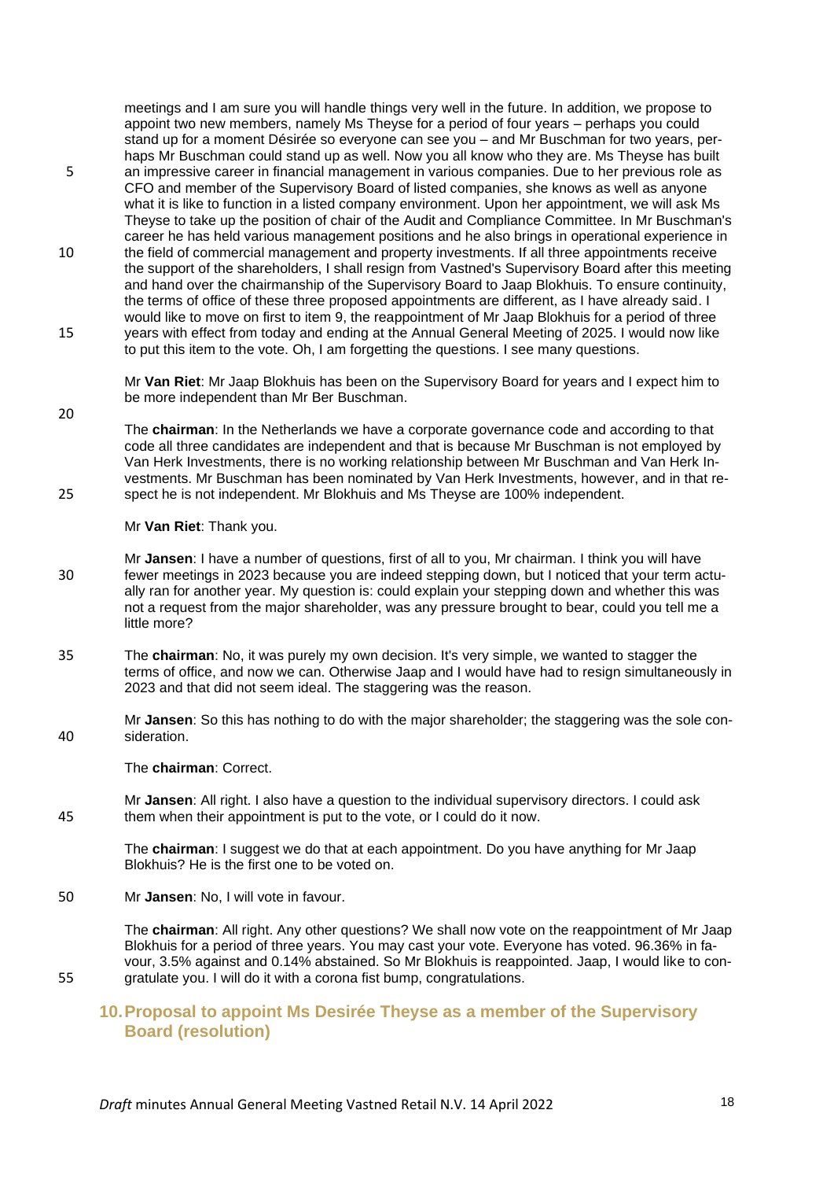meetings and I am sure you will handle things very well in the future. In addition, we propose to appoint two new members, namely Ms Theyse for a period of four years – perhaps you could stand up for a moment Désirée so everyone can see you – and Mr Buschman for two years, perhaps Mr Buschman could stand up as well. Now you all know who they are. Ms Theyse has built an impressive career in financial management in various companies. Due to her previous role as CFO and member of the Supervisory Board of listed companies, she knows as well as anyone what it is like to function in a listed company environment. Upon her appointment, we will ask Ms Theyse to take up the position of chair of the Audit and Compliance Committee. In Mr Buschman's career he has held various management positions and he also brings in operational experience in the field of commercial management and property investments. If all three appointments receive the support of the shareholders, I shall resign from Vastned's Supervisory Board after this meeting and hand over the chairmanship of the Supervisory Board to Jaap Blokhuis. To ensure continuity, the terms of office of these three proposed appointments are different, as I have already said. I would like to move on first to item 9, the reappointment of Mr Jaap Blokhuis for a period of three years with effect from today and ending at the Annual General Meeting of 2025. I would now like to put this item to the vote. Oh, I am forgetting the questions. I see many questions.

Mr **Van Riet**: Mr Jaap Blokhuis has been on the Supervisory Board for years and I expect him to be more independent than Mr Ber Buschman.

The **chairman**: In the Netherlands we have a corporate governance code and according to that code all three candidates are independent and that is because Mr Buschman is not employed by Van Herk Investments, there is no working relationship between Mr Buschman and Van Herk Investments. Mr Buschman has been nominated by Van Herk Investments, however, and in that respect he is not independent. Mr Blokhuis and Ms Theyse are 100% independent.

Mr **Van Riet**: Thank you.

Mr **Jansen**: I have a number of questions, first of all to you, Mr chairman. I think you will have fewer meetings in 2023 because you are indeed stepping down, but I noticed that your term actually ran for another year. My question is: could explain your stepping down and whether this was not a request from the major shareholder, was any pressure brought to bear, could you tell me a little more?

The **chairman**: No, it was purely my own decision. It's very simple, we wanted to stagger the terms of office, and now we can. Otherwise Jaap and I would have had to resign simultaneously in 2023 and that did not seem ideal. The staggering was the reason.

Mr **Jansen**: So this has nothing to do with the major shareholder; the staggering was the sole consideration.

The **chairman**: Correct.

Mr **Jansen**: All right. I also have a question to the individual supervisory directors. I could ask them when their appointment is put to the vote, or I could do it now.

The **chairman**: I suggest we do that at each appointment. Do you have anything for Mr Jaap Blokhuis? He is the first one to be voted on.

Mr **Jansen**: No, I will vote in favour.

The **chairman**: All right. Any other questions? We shall now vote on the reappointment of Mr Jaap Blokhuis for a period of three years. You may cast your vote. Everyone has voted. 96.36% in favour, 3.5% against and 0.14% abstained. So Mr Blokhuis is reappointed. Jaap, I would like to congratulate you. I will do it with a corona fist bump, congratulations.

## 10. Proposal to appoint Ms Desirée Theyse as a member of the Supervisory Board (resolution)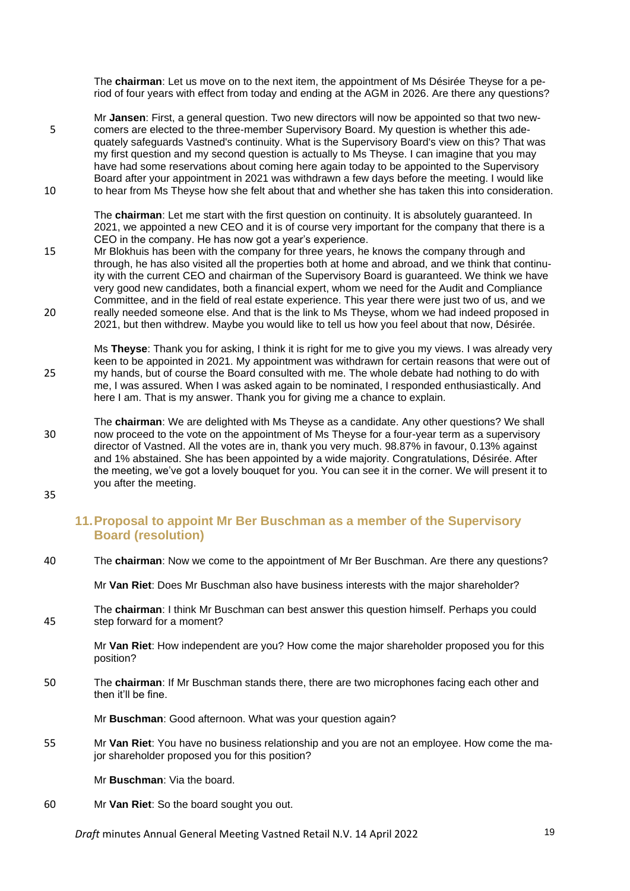The **chairman**: Let us move on to the next item, the appointment of Ms Désirée Theyse for a period of four years with effect from today and ending at the AGM in 2026. Are there any questions?

Mr **Jansen**: First, a general question. Two new directors will now be appointed so that two newcomers are elected to the three-member Supervisory Board. My question is whether this adequately safeguards Vastned's continuity. What is the Supervisory Board's view on this? That was my first question and my second question is actually to Ms Theyse. I can imagine that you may have had some reservations about coming here again today to be appointed to the Supervisory Board after your appointment in 2021 was withdrawn a few days before the meeting. I would like to hear from Ms Theyse how she felt about that and whether she has taken this into consideration.

The **chairman**: Let me start with the first question on continuity. It is absolutely guaranteed. In 2021, we appointed a new CEO and it is of course very important for the company that there is a CEO in the company. He has now got a year's experience.
Mr Blokhuis has been with the company for three years, he knows the company through and through, he has also visited all the properties both at home and abroad, and we think that continuity with the current CEO and chairman of the Supervisory Board is guaranteed. We think we have very good new candidates, both a financial expert, whom we need for the Audit and Compliance Committee, and in the field of real estate experience. This year there were just two of us, and we really needed someone else. And that is the link to Ms Theyse, whom we had indeed proposed in 2021, but then withdrew. Maybe you would like to tell us how you feel about that now, Désirée.

Ms **Theyse**: Thank you for asking, I think it is right for me to give you my views. I was already very keen to be appointed in 2021. My appointment was withdrawn for certain reasons that were out of my hands, but of course the Board consulted with me. The whole debate had nothing to do with me, I was assured. When I was asked again to be nominated, I responded enthusiastically. And here I am. That is my answer. Thank you for giving me a chance to explain.

The **chairman**: We are delighted with Ms Theyse as a candidate. Any other questions? We shall now proceed to the vote on the appointment of Ms Theyse for a four-year term as a supervisory director of Vastned. All the votes are in, thank you very much. 98.87% in favour, 0.13% against and 1% abstained. She has been appointed by a wide majority. Congratulations, Désirée. After the meeting, we've got a lovely bouquet for you. You can see it in the corner. We will present it to you after the meeting.

## 11. Proposal to appoint Mr Ber Buschman as a member of the Supervisory Board (resolution)

The **chairman**: Now we come to the appointment of Mr Ber Buschman. Are there any questions?

Mr **Van Riet**: Does Mr Buschman also have business interests with the major shareholder?

The **chairman**: I think Mr Buschman can best answer this question himself. Perhaps you could step forward for a moment?

Mr **Van Riet**: How independent are you? How come the major shareholder proposed you for this position?

The **chairman**: If Mr Buschman stands there, there are two microphones facing each other and then it'll be fine.

Mr **Buschman**: Good afternoon. What was your question again?

Mr **Van Riet**: You have no business relationship and you are not an employee. How come the major shareholder proposed you for this position?

Mr **Buschman**: Via the board.

Mr **Van Riet**: So the board sought you out.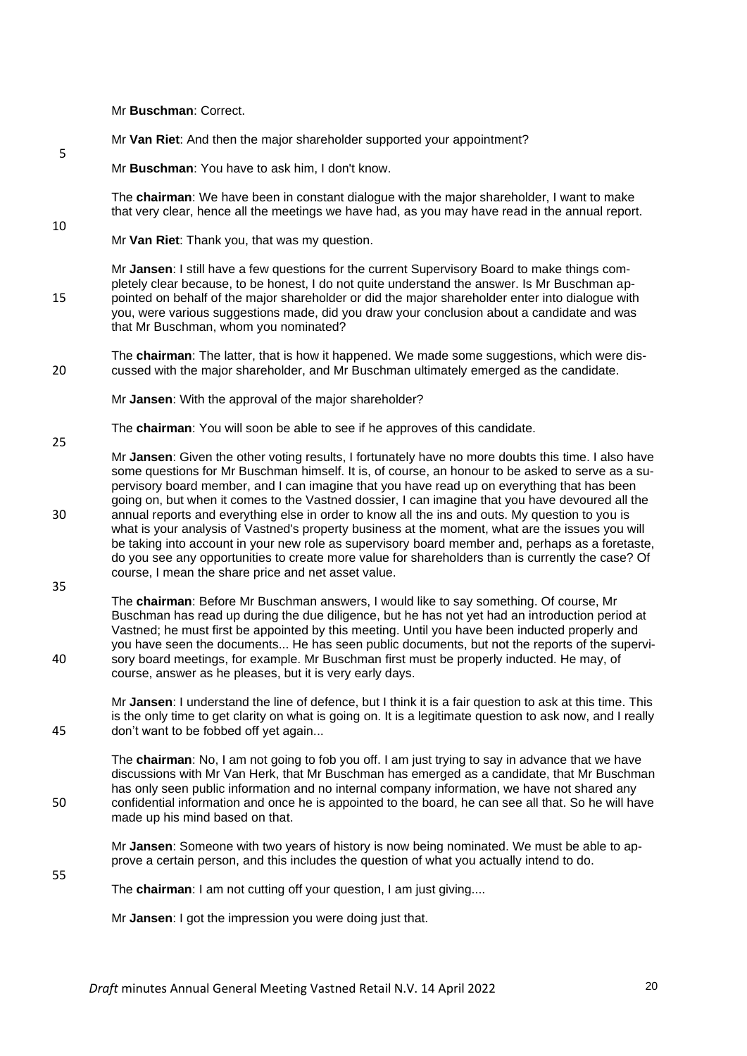Mr **Buschman**: Correct.

Mr **Van Riet**: And then the major shareholder supported your appointment?

Mr **Buschman**: You have to ask him, I don't know.

The **chairman**: We have been in constant dialogue with the major shareholder, I want to make that very clear, hence all the meetings we have had, as you may have read in the annual report.

Mr **Van Riet**: Thank you, that was my question.

Mr **Jansen**: I still have a few questions for the current Supervisory Board to make things completely clear because, to be honest, I do not quite understand the answer. Is Mr Buschman appointed on behalf of the major shareholder or did the major shareholder enter into dialogue with you, were various suggestions made, did you draw your conclusion about a candidate and was that Mr Buschman, whom you nominated?

The **chairman**: The latter, that is how it happened. We made some suggestions, which were discussed with the major shareholder, and Mr Buschman ultimately emerged as the candidate.

Mr **Jansen**: With the approval of the major shareholder?

The **chairman**: You will soon be able to see if he approves of this candidate.

Mr **Jansen**: Given the other voting results, I fortunately have no more doubts this time. I also have some questions for Mr Buschman himself. It is, of course, an honour to be asked to serve as a supervisory board member, and I can imagine that you have read up on everything that has been going on, but when it comes to the Vastned dossier, I can imagine that you have devoured all the annual reports and everything else in order to know all the ins and outs. My question to you is what is your analysis of Vastned's property business at the moment, what are the issues you will be taking into account in your new role as supervisory board member and, perhaps as a foretaste, do you see any opportunities to create more value for shareholders than is currently the case? Of course, I mean the share price and net asset value.

The **chairman**: Before Mr Buschman answers, I would like to say something. Of course, Mr Buschman has read up during the due diligence, but he has not yet had an introduction period at Vastned; he must first be appointed by this meeting. Until you have been inducted properly and you have seen the documents... He has seen public documents, but not the reports of the supervisory board meetings, for example. Mr Buschman first must be properly inducted. He may, of course, answer as he pleases, but it is very early days.

Mr **Jansen**: I understand the line of defence, but I think it is a fair question to ask at this time. This is the only time to get clarity on what is going on. It is a legitimate question to ask now, and I really don't want to be fobbed off yet again...

The **chairman**: No, I am not going to fob you off. I am just trying to say in advance that we have discussions with Mr Van Herk, that Mr Buschman has emerged as a candidate, that Mr Buschman has only seen public information and no internal company information, we have not shared any confidential information and once he is appointed to the board, he can see all that. So he will have made up his mind based on that.

Mr **Jansen**: Someone with two years of history is now being nominated. We must be able to approve a certain person, and this includes the question of what you actually intend to do.

The **chairman**: I am not cutting off your question, I am just giving....

Mr **Jansen**: I got the impression you were doing just that.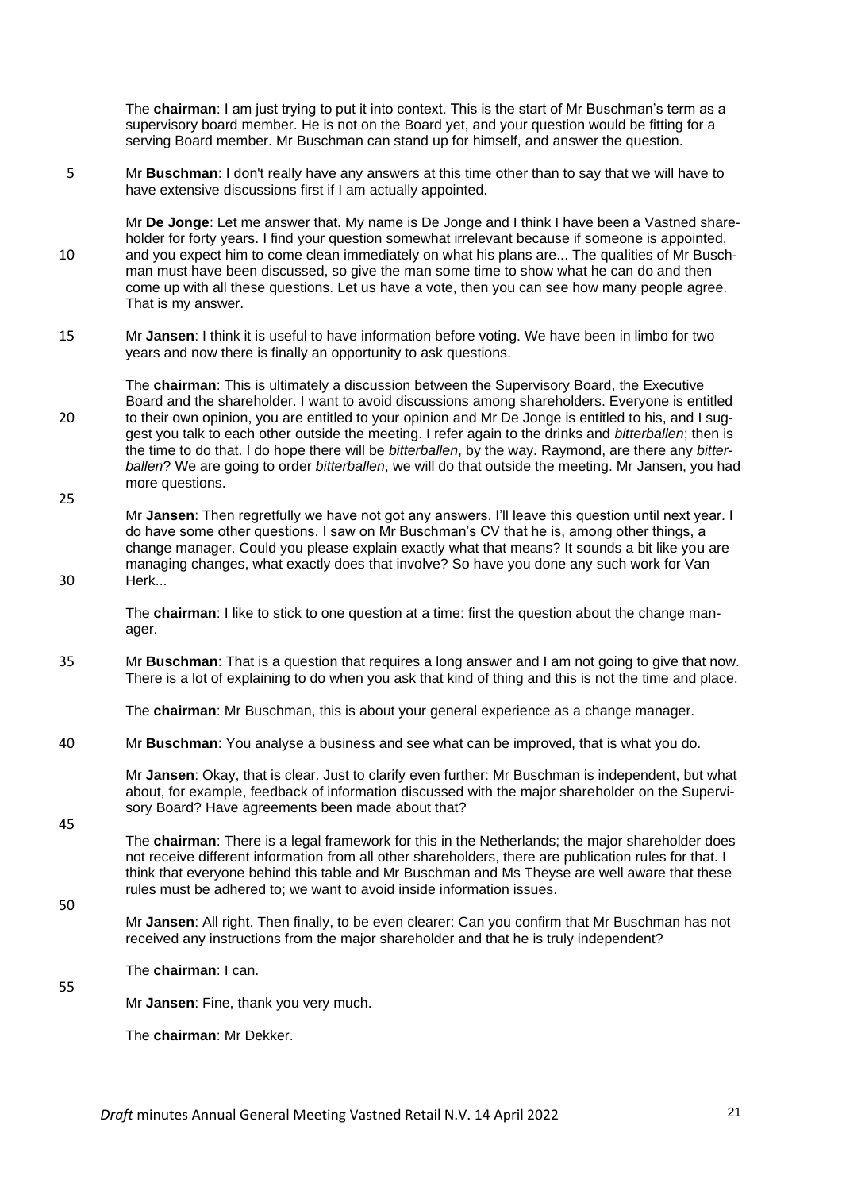The **chairman**: I am just trying to put it into context. This is the start of Mr Buschman's term as a supervisory board member. He is not on the Board yet, and your question would be fitting for a serving Board member. Mr Buschman can stand up for himself, and answer the question.

Mr **Buschman**: I don't really have any answers at this time other than to say that we will have to have extensive discussions first if I am actually appointed.

Mr **De Jonge**: Let me answer that. My name is De Jonge and I think I have been a Vastned shareholder for forty years. I find your question somewhat irrelevant because if someone is appointed, and you expect him to come clean immediately on what his plans are... The qualities of Mr Buschman must have been discussed, so give the man some time to show what he can do and then come up with all these questions. Let us have a vote, then you can see how many people agree. That is my answer.

Mr **Jansen**: I think it is useful to have information before voting. We have been in limbo for two years and now there is finally an opportunity to ask questions.

The **chairman**: This is ultimately a discussion between the Supervisory Board, the Executive Board and the shareholder. I want to avoid discussions among shareholders. Everyone is entitled to their own opinion, you are entitled to your opinion and Mr De Jonge is entitled to his, and I suggest you talk to each other outside the meeting. I refer again to the drinks and *bitterballen*; then is the time to do that. I do hope there will be *bitterballen*, by the way. Raymond, are there any *bitterballen*? We are going to order *bitterballen*, we will do that outside the meeting. Mr Jansen, you had more questions.

Mr **Jansen**: Then regretfully we have not got any answers. I'll leave this question until next year. I do have some other questions. I saw on Mr Buschman's CV that he is, among other things, a change manager. Could you please explain exactly what that means? It sounds a bit like you are managing changes, what exactly does that involve? So have you done any such work for Van Herk...

The **chairman**: I like to stick to one question at a time: first the question about the change manager.

Mr **Buschman**: That is a question that requires a long answer and I am not going to give that now. There is a lot of explaining to do when you ask that kind of thing and this is not the time and place.

The **chairman**: Mr Buschman, this is about your general experience as a change manager.

Mr **Buschman**: You analyse a business and see what can be improved, that is what you do.

Mr **Jansen**: Okay, that is clear. Just to clarify even further: Mr Buschman is independent, but what about, for example, feedback of information discussed with the major shareholder on the Supervisory Board? Have agreements been made about that?

The **chairman**: There is a legal framework for this in the Netherlands; the major shareholder does not receive different information from all other shareholders, there are publication rules for that. I think that everyone behind this table and Mr Buschman and Ms Theyse are well aware that these rules must be adhered to; we want to avoid inside information issues.

Mr **Jansen**: All right. Then finally, to be even clearer: Can you confirm that Mr Buschman has not received any instructions from the major shareholder and that he is truly independent?

The **chairman**: I can.

Mr **Jansen**: Fine, thank you very much.

The **chairman**: Mr Dekker.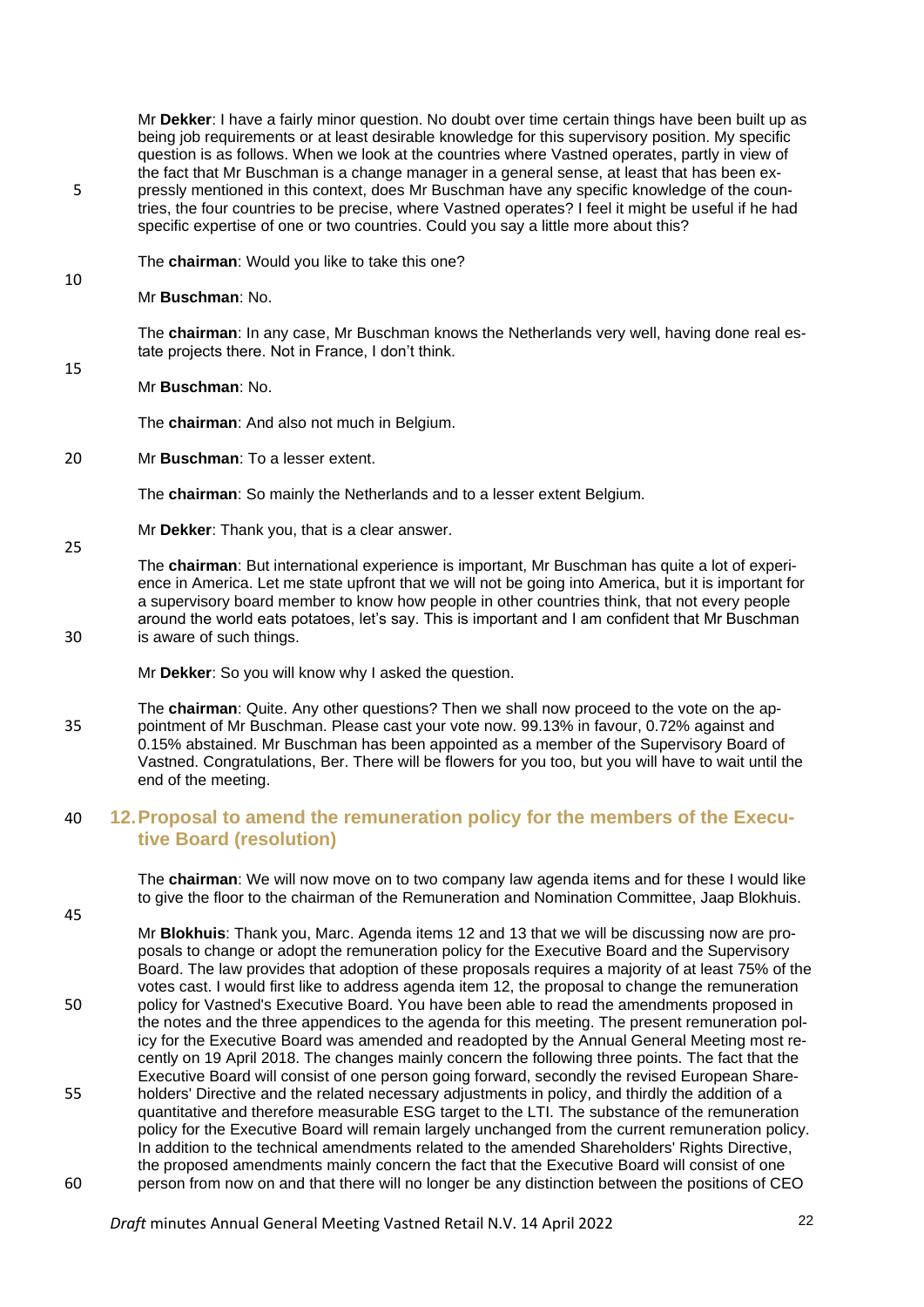Mr **Dekker**: I have a fairly minor question. No doubt over time certain things have been built up as being job requirements or at least desirable knowledge for this supervisory position. My specific question is as follows. When we look at the countries where Vastned operates, partly in view of the fact that Mr Buschman is a change manager in a general sense, at least that has been expressly mentioned in this context, does Mr Buschman have any specific knowledge of the countries, the four countries to be precise, where Vastned operates? I feel it might be useful if he had specific expertise of one or two countries. Could you say a little more about this?

The **chairman**: Would you like to take this one?

Mr **Buschman**: No.

The **chairman**: In any case, Mr Buschman knows the Netherlands very well, having done real estate projects there. Not in France, I don't think.

Mr **Buschman**: No.

The **chairman**: And also not much in Belgium.

Mr **Buschman**: To a lesser extent.

The **chairman**: So mainly the Netherlands and to a lesser extent Belgium.

Mr **Dekker**: Thank you, that is a clear answer.

The **chairman**: But international experience is important, Mr Buschman has quite a lot of experience in America. Let me state upfront that we will not be going into America, but it is important for a supervisory board member to know how people in other countries think, that not every people around the world eats potatoes, let's say. This is important and I am confident that Mr Buschman is aware of such things.

Mr **Dekker**: So you will know why I asked the question.

The **chairman**: Quite. Any other questions? Then we shall now proceed to the vote on the appointment of Mr Buschman. Please cast your vote now. 99.13% in favour, 0.72% against and 0.15% abstained. Mr Buschman has been appointed as a member of the Supervisory Board of Vastned. Congratulations, Ber. There will be flowers for you too, but you will have to wait until the end of the meeting.

## 12. Proposal to amend the remuneration policy for the members of the Executive Board (resolution)

The **chairman**: We will now move on to two company law agenda items and for these I would like to give the floor to the chairman of the Remuneration and Nomination Committee, Jaap Blokhuis.

Mr **Blokhuis**: Thank you, Marc. Agenda items 12 and 13 that we will be discussing now are proposals to change or adopt the remuneration policy for the Executive Board and the Supervisory Board. The law provides that adoption of these proposals requires a majority of at least 75% of the votes cast. I would first like to address agenda item 12, the proposal to change the remuneration policy for Vastned's Executive Board. You have been able to read the amendments proposed in the notes and the three appendices to the agenda for this meeting. The present remuneration policy for the Executive Board was amended and readopted by the Annual General Meeting most recently on 19 April 2018. The changes mainly concern the following three points. The fact that the Executive Board will consist of one person going forward, secondly the revised European Shareholders' Directive and the related necessary adjustments in policy, and thirdly the addition of a quantitative and therefore measurable ESG target to the LTI. The substance of the remuneration policy for the Executive Board will remain largely unchanged from the current remuneration policy. In addition to the technical amendments related to the amended Shareholders' Rights Directive, the proposed amendments mainly concern the fact that the Executive Board will consist of one person from now on and that there will no longer be any distinction between the positions of CEO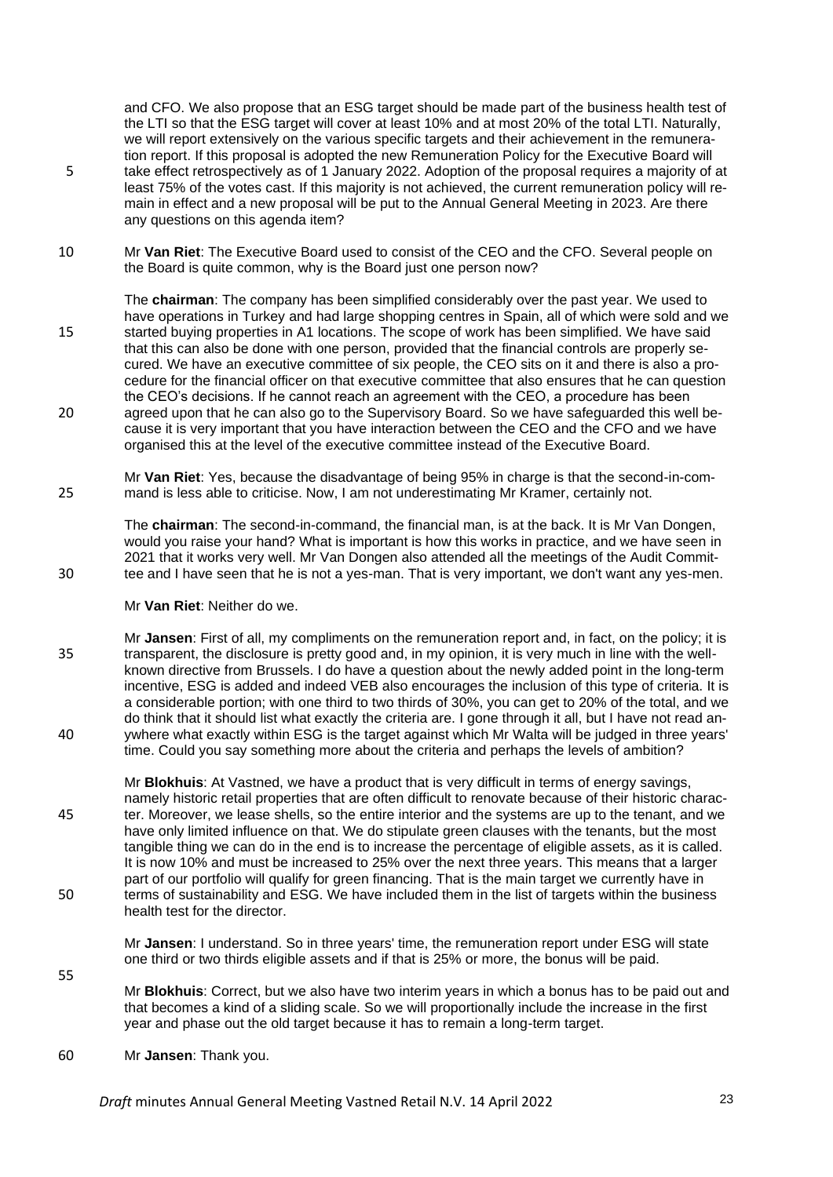and CFO. We also propose that an ESG target should be made part of the business health test of the LTI so that the ESG target will cover at least 10% and at most 20% of the total LTI. Naturally, we will report extensively on the various specific targets and their achievement in the remuneration report. If this proposal is adopted the new Remuneration Policy for the Executive Board will take effect retrospectively as of 1 January 2022. Adoption of the proposal requires a majority of at least 75% of the votes cast. If this majority is not achieved, the current remuneration policy will remain in effect and a new proposal will be put to the Annual General Meeting in 2023. Are there any questions on this agenda item?

Mr **Van Riet**: The Executive Board used to consist of the CEO and the CFO. Several people on the Board is quite common, why is the Board just one person now?

The **chairman**: The company has been simplified considerably over the past year. We used to have operations in Turkey and had large shopping centres in Spain, all of which were sold and we started buying properties in A1 locations. The scope of work has been simplified. We have said that this can also be done with one person, provided that the financial controls are properly secured. We have an executive committee of six people, the CEO sits on it and there is also a procedure for the financial officer on that executive committee that also ensures that he can question the CEO's decisions. If he cannot reach an agreement with the CEO, a procedure has been agreed upon that he can also go to the Supervisory Board. So we have safeguarded this well because it is very important that you have interaction between the CEO and the CFO and we have organised this at the level of the executive committee instead of the Executive Board.

Mr **Van Riet**: Yes, because the disadvantage of being 95% in charge is that the second-in-command is less able to criticise. Now, I am not underestimating Mr Kramer, certainly not.

The **chairman**: The second-in-command, the financial man, is at the back. It is Mr Van Dongen, would you raise your hand? What is important is how this works in practice, and we have seen in 2021 that it works very well. Mr Van Dongen also attended all the meetings of the Audit Committee and I have seen that he is not a yes-man. That is very important, we don't want any yes-men.

Mr **Van Riet**: Neither do we.

Mr **Jansen**: First of all, my compliments on the remuneration report and, in fact, on the policy; it is transparent, the disclosure is pretty good and, in my opinion, it is very much in line with the well-known directive from Brussels. I do have a question about the newly added point in the long-term incentive, ESG is added and indeed VEB also encourages the inclusion of this type of criteria. It is a considerable portion; with one third to two thirds of 30%, you can get to 20% of the total, and we do think that it should list what exactly the criteria are. I gone through it all, but I have not read anywhere what exactly within ESG is the target against which Mr Walta will be judged in three years' time. Could you say something more about the criteria and perhaps the levels of ambition?

Mr **Blokhuis**: At Vastned, we have a product that is very difficult in terms of energy savings, namely historic retail properties that are often difficult to renovate because of their historic character. Moreover, we lease shells, so the entire interior and the systems are up to the tenant, and we have only limited influence on that. We do stipulate green clauses with the tenants, but the most tangible thing we can do in the end is to increase the percentage of eligible assets, as it is called. It is now 10% and must be increased to 25% over the next three years. This means that a larger part of our portfolio will qualify for green financing. That is the main target we currently have in terms of sustainability and ESG. We have included them in the list of targets within the business health test for the director.

Mr **Jansen**: I understand. So in three years' time, the remuneration report under ESG will state one third or two thirds eligible assets and if that is 25% or more, the bonus will be paid.

Mr **Blokhuis**: Correct, but we also have two interim years in which a bonus has to be paid out and that becomes a kind of a sliding scale. So we will proportionally include the increase in the first year and phase out the old target because it has to remain a long-term target.

Mr **Jansen**: Thank you.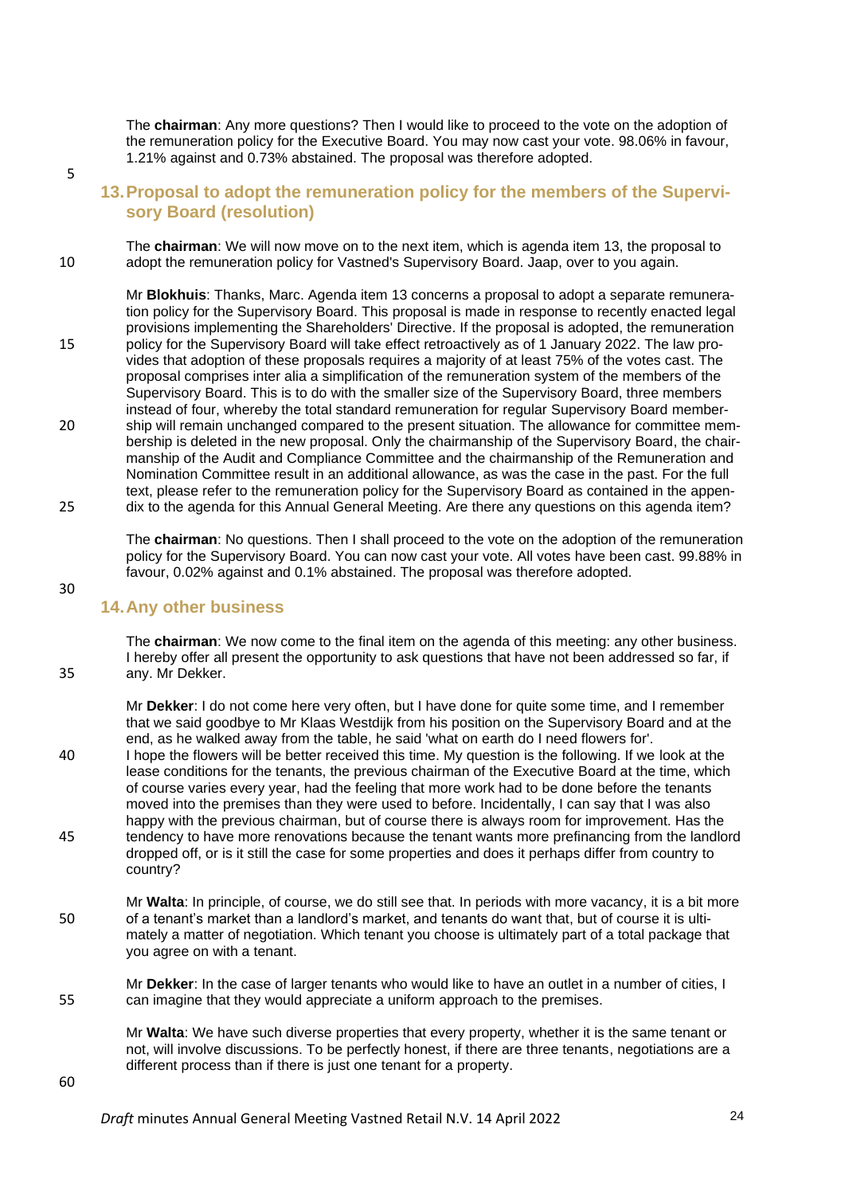The **chairman**: Any more questions? Then I would like to proceed to the vote on the adoption of the remuneration policy for the Executive Board. You may now cast your vote. 98.06% in favour, 1.21% against and 0.73% abstained. The proposal was therefore adopted.

## 13. Proposal to adopt the remuneration policy for the members of the Supervisory Board (resolution)

The **chairman**: We will now move on to the next item, which is agenda item 13, the proposal to adopt the remuneration policy for Vastned's Supervisory Board. Jaap, over to you again.

Mr **Blokhuis**: Thanks, Marc. Agenda item 13 concerns a proposal to adopt a separate remuneration policy for the Supervisory Board. This proposal is made in response to recently enacted legal provisions implementing the Shareholders' Directive. If the proposal is adopted, the remuneration policy for the Supervisory Board will take effect retroactively as of 1 January 2022. The law provides that adoption of these proposals requires a majority of at least 75% of the votes cast. The proposal comprises inter alia a simplification of the remuneration system of the members of the Supervisory Board. This is to do with the smaller size of the Supervisory Board, three members instead of four, whereby the total standard remuneration for regular Supervisory Board membership will remain unchanged compared to the present situation. The allowance for committee membership is deleted in the new proposal. Only the chairmanship of the Supervisory Board, the chairmanship of the Audit and Compliance Committee and the chairmanship of the Remuneration and Nomination Committee result in an additional allowance, as was the case in the past. For the full text, please refer to the remuneration policy for the Supervisory Board as contained in the appendix to the agenda for this Annual General Meeting. Are there any questions on this agenda item?

The **chairman**: No questions. Then I shall proceed to the vote on the adoption of the remuneration policy for the Supervisory Board. You can now cast your vote. All votes have been cast. 99.88% in favour, 0.02% against and 0.1% abstained. The proposal was therefore adopted.

## 14. Any other business

The **chairman**: We now come to the final item on the agenda of this meeting: any other business. I hereby offer all present the opportunity to ask questions that have not been addressed so far, if any. Mr Dekker.

Mr **Dekker**: I do not come here very often, but I have done for quite some time, and I remember that we said goodbye to Mr Klaas Westdijk from his position on the Supervisory Board and at the end, as he walked away from the table, he said 'what on earth do I need flowers for'. I hope the flowers will be better received this time. My question is the following. If we look at the lease conditions for the tenants, the previous chairman of the Executive Board at the time, which of course varies every year, had the feeling that more work had to be done before the tenants moved into the premises than they were used to before. Incidentally, I can say that I was also happy with the previous chairman, but of course there is always room for improvement. Has the tendency to have more renovations because the tenant wants more prefinancing from the landlord dropped off, or is it still the case for some properties and does it perhaps differ from country to country?

Mr **Walta**: In principle, of course, we do still see that. In periods with more vacancy, it is a bit more of a tenant's market than a landlord's market, and tenants do want that, but of course it is ultimately a matter of negotiation. Which tenant you choose is ultimately part of a total package that you agree on with a tenant.

Mr **Dekker**: In the case of larger tenants who would like to have an outlet in a number of cities, I can imagine that they would appreciate a uniform approach to the premises.

Mr **Walta**: We have such diverse properties that every property, whether it is the same tenant or not, will involve discussions. To be perfectly honest, if there are three tenants, negotiations are a different process than if there is just one tenant for a property.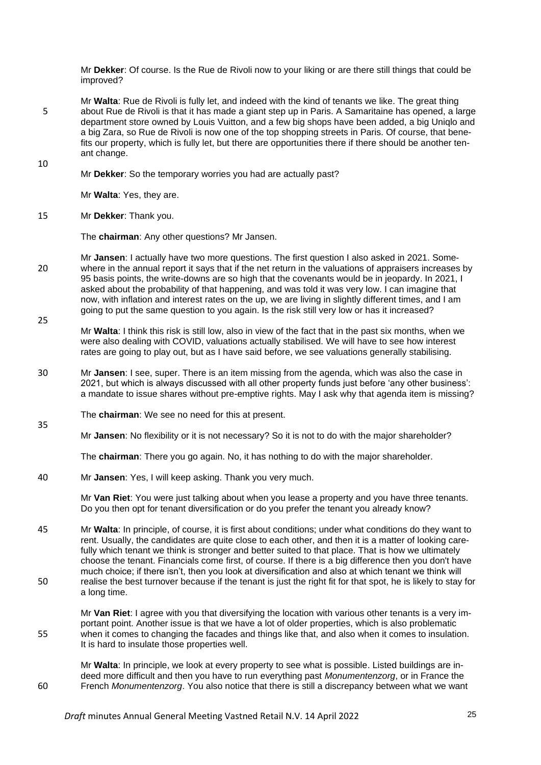Mr **Dekker**: Of course. Is the Rue de Rivoli now to your liking or are there still things that could be improved?

Mr **Walta**: Rue de Rivoli is fully let, and indeed with the kind of tenants we like. The great thing about Rue de Rivoli is that it has made a giant step up in Paris. A Samaritaine has opened, a large department store owned by Louis Vuitton, and a few big shops have been added, a big Uniqlo and a big Zara, so Rue de Rivoli is now one of the top shopping streets in Paris. Of course, that benefits our property, which is fully let, but there are opportunities there if there should be another tenant change.

Mr **Dekker**: So the temporary worries you had are actually past?

Mr **Walta**: Yes, they are.

Mr **Dekker**: Thank you.

The **chairman**: Any other questions? Mr Jansen.

Mr **Jansen**: I actually have two more questions. The first question I also asked in 2021. Somewhere in the annual report it says that if the net return in the valuations of appraisers increases by 95 basis points, the write-downs are so high that the covenants would be in jeopardy. In 2021, I asked about the probability of that happening, and was told it was very low. I can imagine that now, with inflation and interest rates on the up, we are living in slightly different times, and I am going to put the same question to you again. Is the risk still very low or has it increased?

Mr **Walta**: I think this risk is still low, also in view of the fact that in the past six months, when we were also dealing with COVID, valuations actually stabilised. We will have to see how interest rates are going to play out, but as I have said before, we see valuations generally stabilising.

Mr **Jansen**: I see, super. There is an item missing from the agenda, which was also the case in 2021, but which is always discussed with all other property funds just before 'any other business': a mandate to issue shares without pre-emptive rights. May I ask why that agenda item is missing?

The **chairman**: We see no need for this at present.

Mr **Jansen**: No flexibility or it is not necessary? So it is not to do with the major shareholder?

The **chairman**: There you go again. No, it has nothing to do with the major shareholder.

Mr **Jansen**: Yes, I will keep asking. Thank you very much.

Mr **Van Riet**: You were just talking about when you lease a property and you have three tenants. Do you then opt for tenant diversification or do you prefer the tenant you already know?

Mr **Walta**: In principle, of course, it is first about conditions; under what conditions do they want to rent. Usually, the candidates are quite close to each other, and then it is a matter of looking carefully which tenant we think is stronger and better suited to that place. That is how we ultimately choose the tenant. Financials come first, of course. If there is a big difference then you don't have much choice; if there isn't, then you look at diversification and also at which tenant we think will realise the best turnover because if the tenant is just the right fit for that spot, he is likely to stay for a long time.

Mr **Van Riet**: I agree with you that diversifying the location with various other tenants is a very important point. Another issue is that we have a lot of older properties, which is also problematic when it comes to changing the facades and things like that, and also when it comes to insulation. It is hard to insulate those properties well.

Mr **Walta**: In principle, we look at every property to see what is possible. Listed buildings are indeed more difficult and then you have to run everything past *Monumentenzorg*, or in France the French *Monumentenzorg*. You also notice that there is still a discrepancy between what we want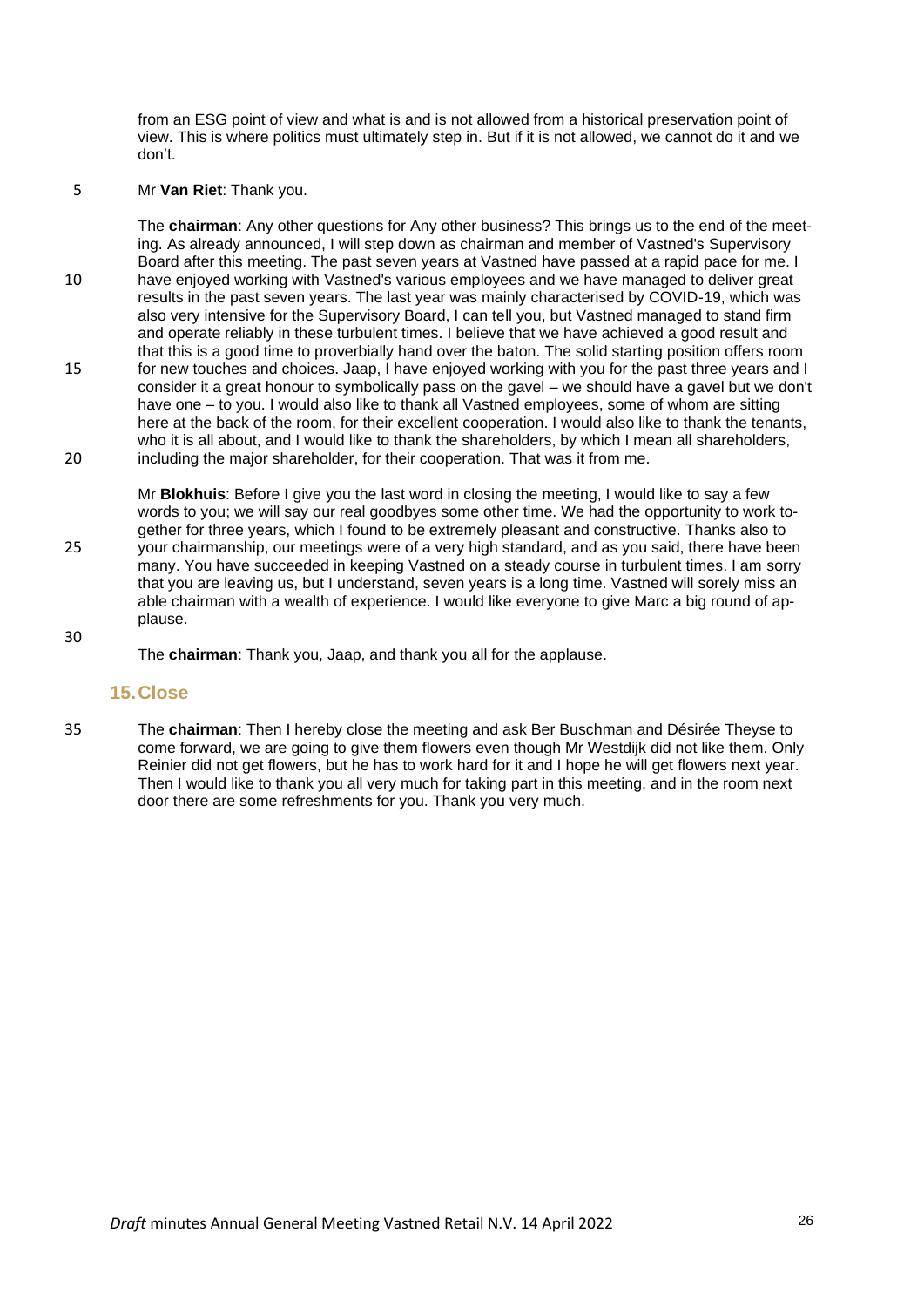from an ESG point of view and what is and is not allowed from a historical preservation point of view. This is where politics must ultimately step in. But if it is not allowed, we cannot do it and we don't.

Mr **Van Riet**: Thank you.

The **chairman**: Any other questions for Any other business? This brings us to the end of the meeting. As already announced, I will step down as chairman and member of Vastned's Supervisory Board after this meeting. The past seven years at Vastned have passed at a rapid pace for me. I have enjoyed working with Vastned's various employees and we have managed to deliver great results in the past seven years. The last year was mainly characterised by COVID-19, which was also very intensive for the Supervisory Board, I can tell you, but Vastned managed to stand firm and operate reliably in these turbulent times. I believe that we have achieved a good result and that this is a good time to proverbially hand over the baton. The solid starting position offers room for new touches and choices. Jaap, I have enjoyed working with you for the past three years and I consider it a great honour to symbolically pass on the gavel – we should have a gavel but we don't have one – to you. I would also like to thank all Vastned employees, some of whom are sitting here at the back of the room, for their excellent cooperation. I would also like to thank the tenants, who it is all about, and I would like to thank the shareholders, by which I mean all shareholders, including the major shareholder, for their cooperation. That was it from me.

Mr **Blokhuis**: Before I give you the last word in closing the meeting, I would like to say a few words to you; we will say our real goodbyes some other time. We had the opportunity to work together for three years, which I found to be extremely pleasant and constructive. Thanks also to your chairmanship, our meetings were of a very high standard, and as you said, there have been many. You have succeeded in keeping Vastned on a steady course in turbulent times. I am sorry that you are leaving us, but I understand, seven years is a long time. Vastned will sorely miss an able chairman with a wealth of experience. I would like everyone to give Marc a big round of applause.

The **chairman**: Thank you, Jaap, and thank you all for the applause.

## 15. Close

The **chairman**: Then I hereby close the meeting and ask Ber Buschman and Désirée Theyse to come forward, we are going to give them flowers even though Mr Westdijk did not like them. Only Reinier did not get flowers, but he has to work hard for it and I hope he will get flowers next year. Then I would like to thank you all very much for taking part in this meeting, and in the room next door there are some refreshments for you. Thank you very much.